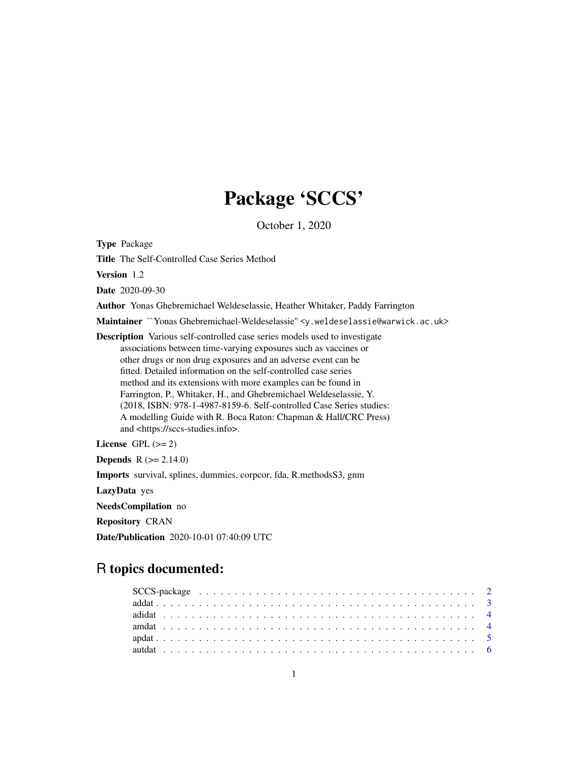# Package 'SCCS'

October 1, 2020

**Type** Package

**Title** The Self-Controlled Case Series Method

**Version** 1.2

**Date** 2020-09-30

**Author** Yonas Ghebremichael Weldeselassie, Heather Whitaker, Paddy Farrington

**Maintainer** ``Yonas Ghebremichael-Weldeselassie'' <y.weldeselassie@warwick.ac.uk>

**Description** Various self-controlled case series models used to investigate associations between time-varying exposures such as vaccines or other drugs or non drug exposures and an adverse event can be fitted. Detailed information on the self-controlled case series method and its extensions with more examples can be found in Farrington, P., Whitaker, H., and Ghebremichael Weldeselassie, Y. (2018, ISBN: 978-1-4987-8159-6. Self-controlled Case Series studies: A modelling Guide with R. Boca Raton: Chapman & Hall/CRC Press) and <https://sccs-studies.info>.

**License** GPL (>= 2)

**Depends** R (>= 2.14.0)

**Imports** survival, splines, dummies, corpcor, fda, R.methodsS3, gnm

**LazyData** yes

**NeedsCompilation** no

**Repository** CRAN

**Date/Publication** 2020-10-01 07:40:09 UTC

## R topics documented:

| | |
|---|---|
| SCCS-package | 2 |
| addat | 3 |
| adidat | 4 |
| amdat | 4 |
| apdat | 5 |
| autdat | 6 |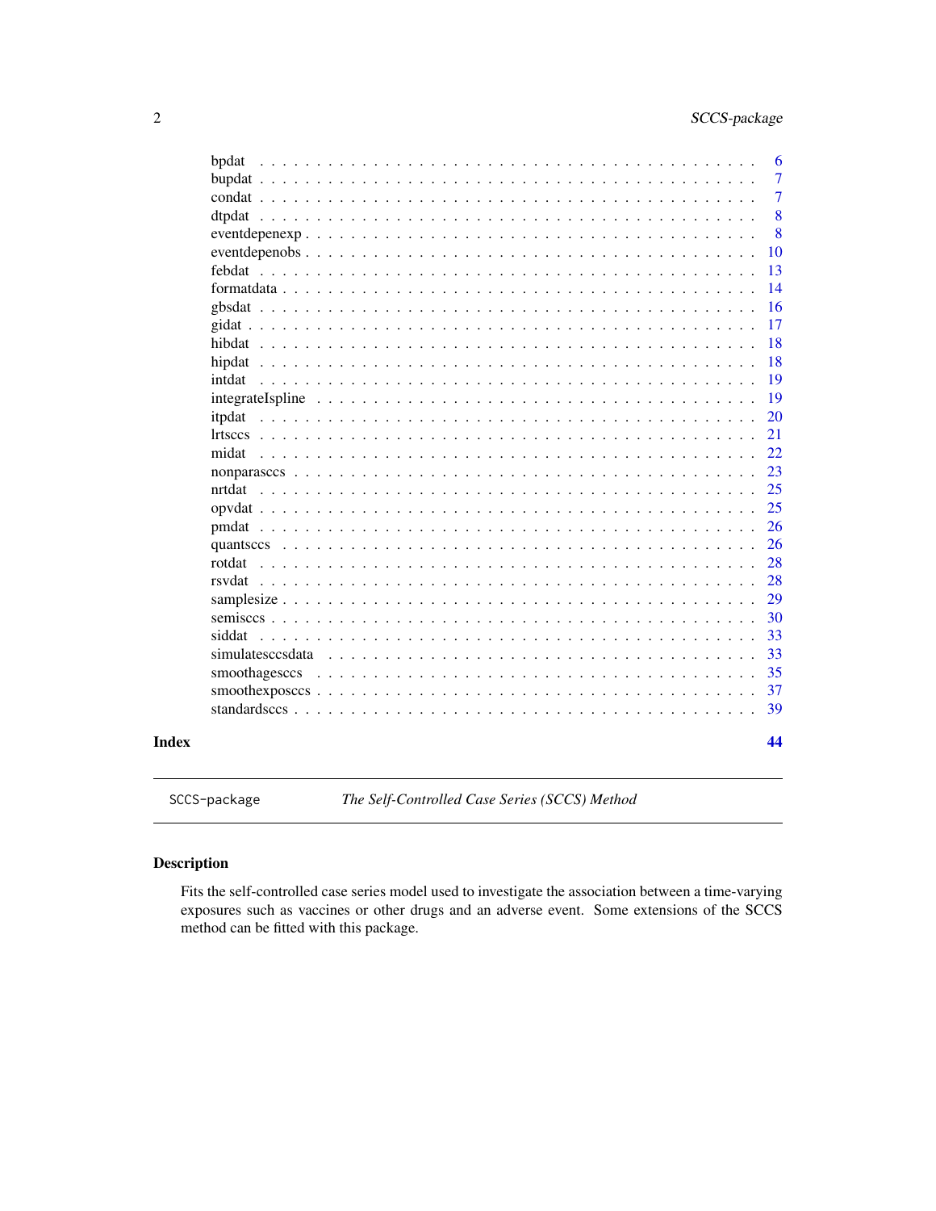bpdat . . . . . . . . . . . . . . . . . . . . . . . . . . . . . . . . . . . . . . . . . 6
bupdat . . . . . . . . . . . . . . . . . . . . . . . . . . . . . . . . . . . . . . . . 7
condat . . . . . . . . . . . . . . . . . . . . . . . . . . . . . . . . . . . . . . . . 7
dtpdat . . . . . . . . . . . . . . . . . . . . . . . . . . . . . . . . . . . . . . . . 8
eventdepenexp . . . . . . . . . . . . . . . . . . . . . . . . . . . . . . . . . . . . 8
eventdepenobs . . . . . . . . . . . . . . . . . . . . . . . . . . . . . . . . . . . . 10
febdat . . . . . . . . . . . . . . . . . . . . . . . . . . . . . . . . . . . . . . . . 13
formatdata . . . . . . . . . . . . . . . . . . . . . . . . . . . . . . . . . . . . . . 14
gbsdat . . . . . . . . . . . . . . . . . . . . . . . . . . . . . . . . . . . . . . . . 16
gidat . . . . . . . . . . . . . . . . . . . . . . . . . . . . . . . . . . . . . . . . . 17
hibdat . . . . . . . . . . . . . . . . . . . . . . . . . . . . . . . . . . . . . . . . 18
hipdat . . . . . . . . . . . . . . . . . . . . . . . . . . . . . . . . . . . . . . . . 18
intdat . . . . . . . . . . . . . . . . . . . . . . . . . . . . . . . . . . . . . . . . 19
integrateIspline . . . . . . . . . . . . . . . . . . . . . . . . . . . . . . . . . . . 19
itpdat . . . . . . . . . . . . . . . . . . . . . . . . . . . . . . . . . . . . . . . . 20
lrtsccs . . . . . . . . . . . . . . . . . . . . . . . . . . . . . . . . . . . . . . . 21
midat . . . . . . . . . . . . . . . . . . . . . . . . . . . . . . . . . . . . . . . . . 22
nonparasccs . . . . . . . . . . . . . . . . . . . . . . . . . . . . . . . . . . . . . 23
nrtdat . . . . . . . . . . . . . . . . . . . . . . . . . . . . . . . . . . . . . . . . 25
opvdat . . . . . . . . . . . . . . . . . . . . . . . . . . . . . . . . . . . . . . . . 25
pmdat . . . . . . . . . . . . . . . . . . . . . . . . . . . . . . . . . . . . . . . . . 26
quantsccs . . . . . . . . . . . . . . . . . . . . . . . . . . . . . . . . . . . . . . 26
rotdat . . . . . . . . . . . . . . . . . . . . . . . . . . . . . . . . . . . . . . . . 28
rsvdat . . . . . . . . . . . . . . . . . . . . . . . . . . . . . . . . . . . . . . . . 28
samplesize . . . . . . . . . . . . . . . . . . . . . . . . . . . . . . . . . . . . . . 29
semisccs . . . . . . . . . . . . . . . . . . . . . . . . . . . . . . . . . . . . . . . 30
siddat . . . . . . . . . . . . . . . . . . . . . . . . . . . . . . . . . . . . . . . . 33
simulatesccsdata . . . . . . . . . . . . . . . . . . . . . . . . . . . . . . . . . . 33
smoothagesccs . . . . . . . . . . . . . . . . . . . . . . . . . . . . . . . . . . . . 35
smoothexposccs . . . . . . . . . . . . . . . . . . . . . . . . . . . . . . . . . . . 37
standardsccs . . . . . . . . . . . . . . . . . . . . . . . . . . . . . . . . . . . . . 39

**Index** **44**

---

SCCS-package *The Self-Controlled Case Series (SCCS) Method*

---

## Description

Fits the self-controlled case series model used to investigate the association between a time-varying exposures such as vaccines or other drugs and an adverse event. Some extensions of the SCCS method can be fitted with this package.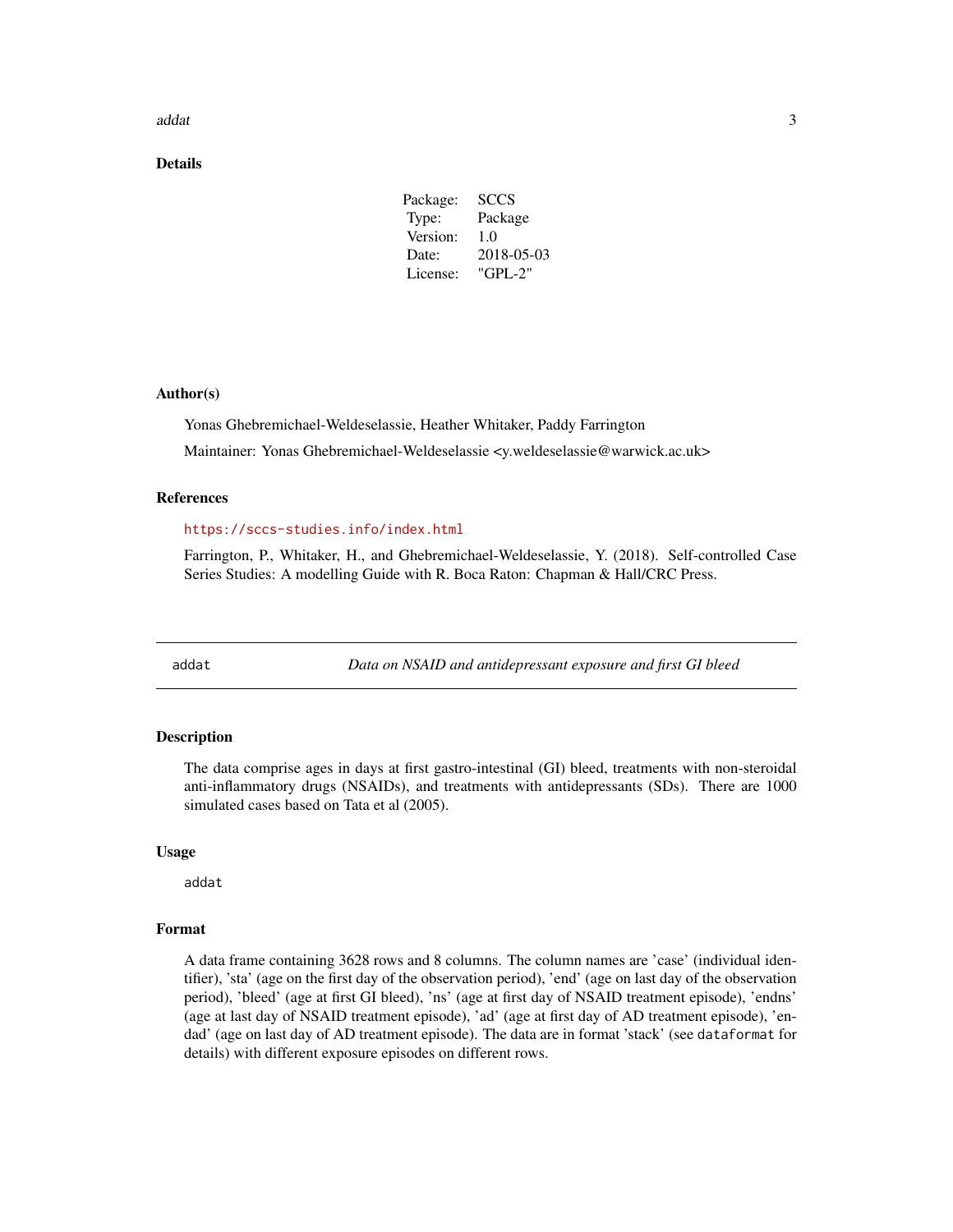## Details

| | |
|---|---|
| Package: | SCCS |
| Type: | Package |
| Version: | 1.0 |
| Date: | 2018-05-03 |
| License: | "GPL-2" |

## Author(s)

Yonas Ghebremichael-Weldeselassie, Heather Whitaker, Paddy Farrington

Maintainer: Yonas Ghebremichael-Weldeselassie <y.weldeselassie@warwick.ac.uk>

## References

https://sccs-studies.info/index.html

Farrington, P., Whitaker, H., and Ghebremichael-Weldeselassie, Y. (2018). Self-controlled Case Series Studies: A modelling Guide with R. Boca Raton: Chapman & Hall/CRC Press.

---

# addat — *Data on NSAID and antidepressant exposure and first GI bleed*

## Description

The data comprise ages in days at first gastro-intestinal (GI) bleed, treatments with non-steroidal anti-inflammatory drugs (NSAIDs), and treatments with antidepressants (SDs). There are 1000 simulated cases based on Tata et al (2005).

## Usage

```
addat
```

## Format

A data frame containing 3628 rows and 8 columns. The column names are 'case' (individual identifier), 'sta' (age on the first day of the observation period), 'end' (age on last day of the observation period), 'bleed' (age at first GI bleed), 'ns' (age at first day of NSAID treatment episode), 'endns' (age at last day of NSAID treatment episode), 'ad' (age at first day of AD treatment episode), 'endad' (age on last day of AD treatment episode). The data are in format 'stack' (see `dataformat` for details) with different exposure episodes on different rows.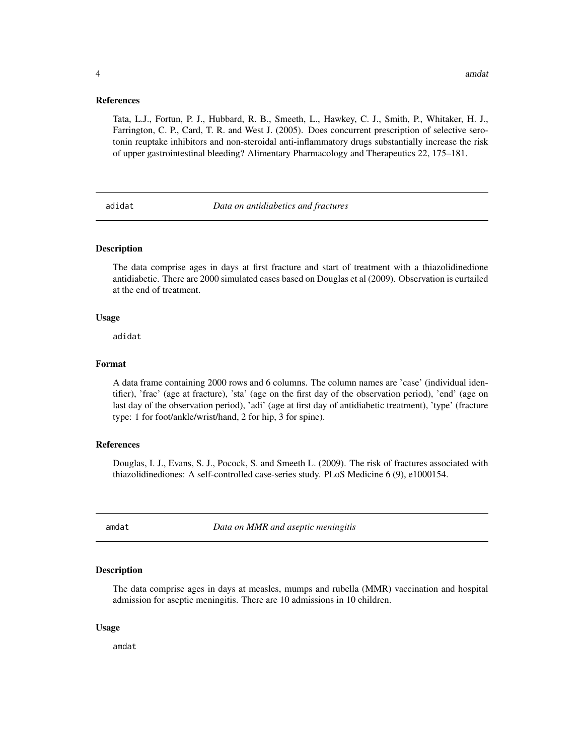### References

Tata, L.J., Fortun, P. J., Hubbard, R. B., Smeeth, L., Hawkey, C. J., Smith, P., Whitaker, H. J., Farrington, C. P., Card, T. R. and West J. (2005). Does concurrent prescription of selective serotonin reuptake inhibitors and non-steroidal anti-inflammatory drugs substantially increase the risk of upper gastrointestinal bleeding? Alimentary Pharmacology and Therapeutics 22, 175–181.

## adidat — *Data on antidiabetics and fractures*

### Description

The data comprise ages in days at first fracture and start of treatment with a thiazolidinedione antidiabetic. There are 2000 simulated cases based on Douglas et al (2009). Observation is curtailed at the end of treatment.

### Usage

```
adidat
```

### Format

A data frame containing 2000 rows and 6 columns. The column names are 'case' (individual identifier), 'frac' (age at fracture), 'sta' (age on the first day of the observation period), 'end' (age on last day of the observation period), 'adi' (age at first day of antidiabetic treatment), 'type' (fracture type: 1 for foot/ankle/wrist/hand, 2 for hip, 3 for spine).

### References

Douglas, I. J., Evans, S. J., Pocock, S. and Smeeth L. (2009). The risk of fractures associated with thiazolidinediones: A self-controlled case-series study. PLoS Medicine 6 (9), e1000154.

## amdat — *Data on MMR and aseptic meningitis*

### Description

The data comprise ages in days at measles, mumps and rubella (MMR) vaccination and hospital admission for aseptic meningitis. There are 10 admissions in 10 children.

### Usage

```
amdat
```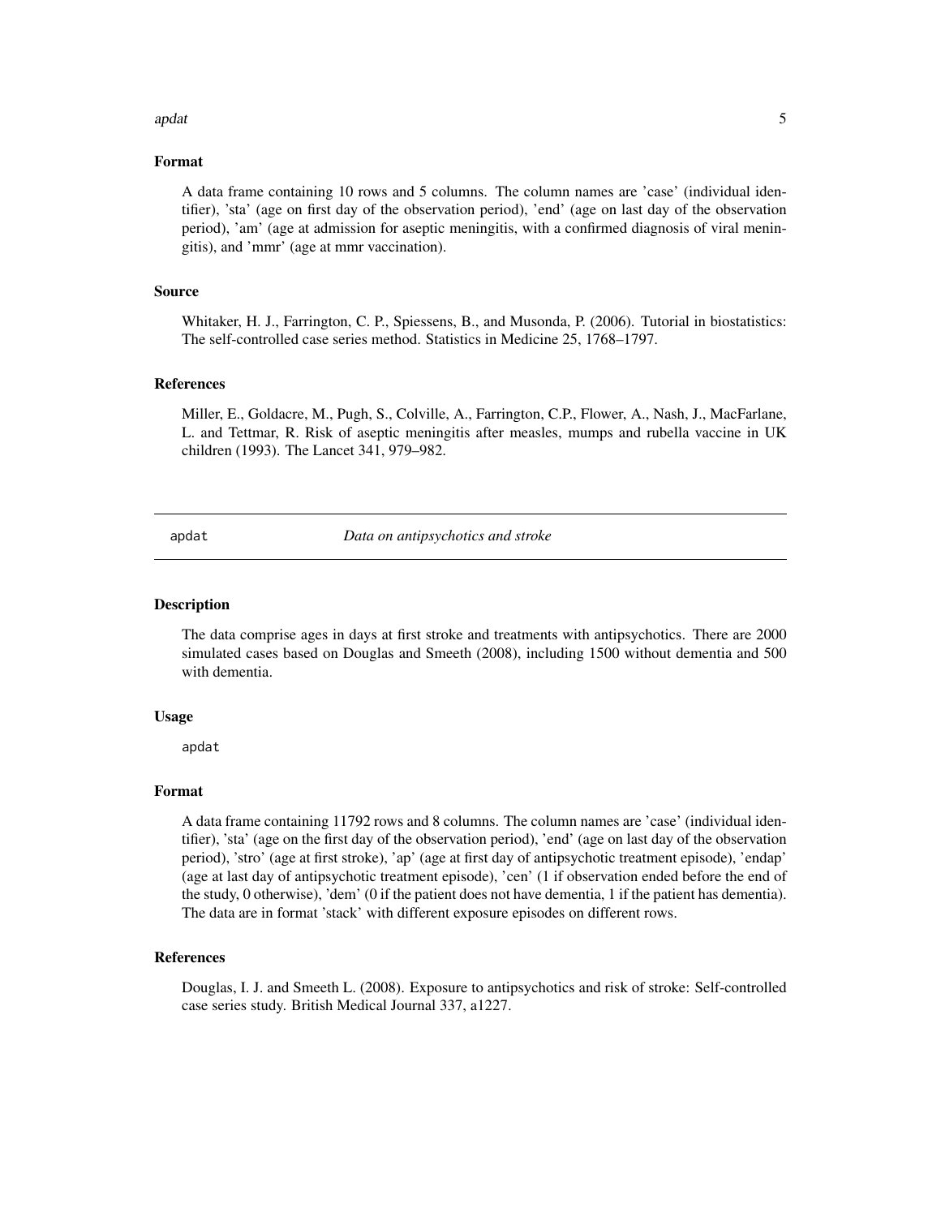### Format

A data frame containing 10 rows and 5 columns. The column names are 'case' (individual identifier), 'sta' (age on first day of the observation period), 'end' (age on last day of the observation period), 'am' (age at admission for aseptic meningitis, with a confirmed diagnosis of viral meningitis), and 'mmr' (age at mmr vaccination).

### Source

Whitaker, H. J., Farrington, C. P., Spiessens, B., and Musonda, P. (2006). Tutorial in biostatistics: The self-controlled case series method. Statistics in Medicine 25, 1768–1797.

### References

Miller, E., Goldacre, M., Pugh, S., Colville, A., Farrington, C.P., Flower, A., Nash, J., MacFarlane, L. and Tettmar, R. Risk of aseptic meningitis after measles, mumps and rubella vaccine in UK children (1993). The Lancet 341, 979–982.

---

## apdat — *Data on antipsychotics and stroke*

### Description

The data comprise ages in days at first stroke and treatments with antipsychotics. There are 2000 simulated cases based on Douglas and Smeeth (2008), including 1500 without dementia and 500 with dementia.

### Usage

```
apdat
```

### Format

A data frame containing 11792 rows and 8 columns. The column names are 'case' (individual identifier), 'sta' (age on the first day of the observation period), 'end' (age on last day of the observation period), 'stro' (age at first stroke), 'ap' (age at first day of antipsychotic treatment episode), 'endap' (age at last day of antipsychotic treatment episode), 'cen' (1 if observation ended before the end of the study, 0 otherwise), 'dem' (0 if the patient does not have dementia, 1 if the patient has dementia). The data are in format 'stack' with different exposure episodes on different rows.

### References

Douglas, I. J. and Smeeth L. (2008). Exposure to antipsychotics and risk of stroke: Self-controlled case series study. British Medical Journal 337, a1227.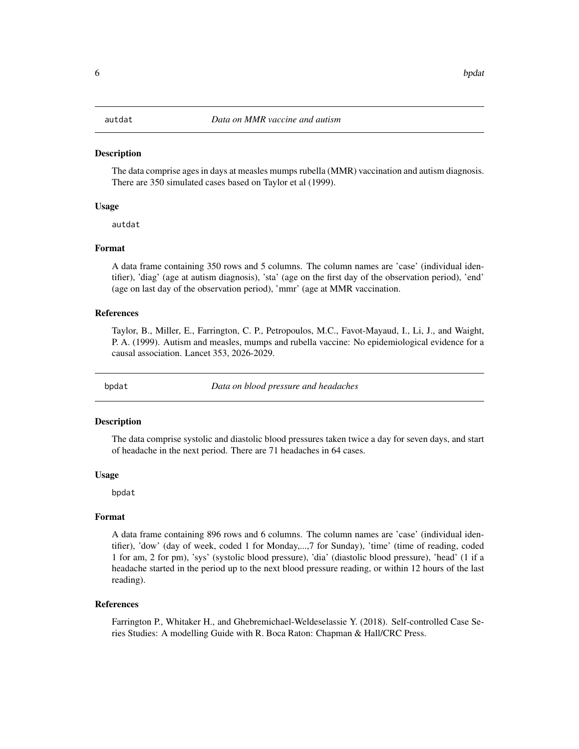## autdat *Data on MMR vaccine and autism*

### Description

The data comprise ages in days at measles mumps rubella (MMR) vaccination and autism diagnosis. There are 350 simulated cases based on Taylor et al (1999).

### Usage

```
autdat
```

### Format

A data frame containing 350 rows and 5 columns. The column names are 'case' (individual identifier), 'diag' (age at autism diagnosis), 'sta' (age on the first day of the observation period), 'end' (age on last day of the observation period), 'mmr' (age at MMR vaccination.

### References

Taylor, B., Miller, E., Farrington, C. P., Petropoulos, M.C., Favot-Mayaud, I., Li, J., and Waight, P. A. (1999). Autism and measles, mumps and rubella vaccine: No epidemiological evidence for a causal association. Lancet 353, 2026-2029.

## bpdat *Data on blood pressure and headaches*

### Description

The data comprise systolic and diastolic blood pressures taken twice a day for seven days, and start of headache in the next period. There are 71 headaches in 64 cases.

### Usage

```
bpdat
```

### Format

A data frame containing 896 rows and 6 columns. The column names are 'case' (individual identifier), 'dow' (day of week, coded 1 for Monday,...,7 for Sunday), 'time' (time of reading, coded 1 for am, 2 for pm), 'sys' (systolic blood pressure), 'dia' (diastolic blood pressure), 'head' (1 if a headache started in the period up to the next blood pressure reading, or within 12 hours of the last reading).

### References

Farrington P., Whitaker H., and Ghebremichael-Weldeselassie Y. (2018). Self-controlled Case Series Studies: A modelling Guide with R. Boca Raton: Chapman & Hall/CRC Press.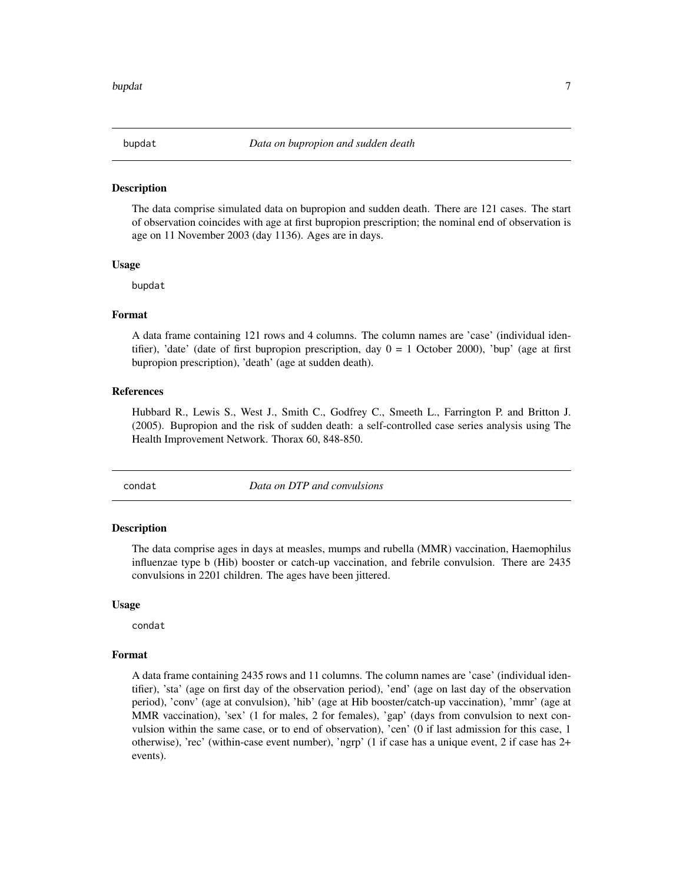## bupdat *Data on bupropion and sudden death*

### Description

The data comprise simulated data on bupropion and sudden death. There are 121 cases. The start of observation coincides with age at first bupropion prescription; the nominal end of observation is age on 11 November 2003 (day 1136). Ages are in days.

### Usage

```
bupdat
```

### Format

A data frame containing 121 rows and 4 columns. The column names are 'case' (individual identifier), 'date' (date of first bupropion prescription, day 0 = 1 October 2000), 'bup' (age at first bupropion prescription), 'death' (age at sudden death).

### References

Hubbard R., Lewis S., West J., Smith C., Godfrey C., Smeeth L., Farrington P. and Britton J. (2005). Bupropion and the risk of sudden death: a self-controlled case series analysis using The Health Improvement Network. Thorax 60, 848-850.

## condat *Data on DTP and convulsions*

### Description

The data comprise ages in days at measles, mumps and rubella (MMR) vaccination, Haemophilus influenzae type b (Hib) booster or catch-up vaccination, and febrile convulsion. There are 2435 convulsions in 2201 children. The ages have been jittered.

### Usage

```
condat
```

### Format

A data frame containing 2435 rows and 11 columns. The column names are 'case' (individual identifier), 'sta' (age on first day of the observation period), 'end' (age on last day of the observation period), 'conv' (age at convulsion), 'hib' (age at Hib booster/catch-up vaccination), 'mmr' (age at MMR vaccination), 'sex' (1 for males, 2 for females), 'gap' (days from convulsion to next convulsion within the same case, or to end of observation), 'cen' (0 if last admission for this case, 1 otherwise), 'rec' (within-case event number), 'ngrp' (1 if case has a unique event, 2 if case has 2+ events).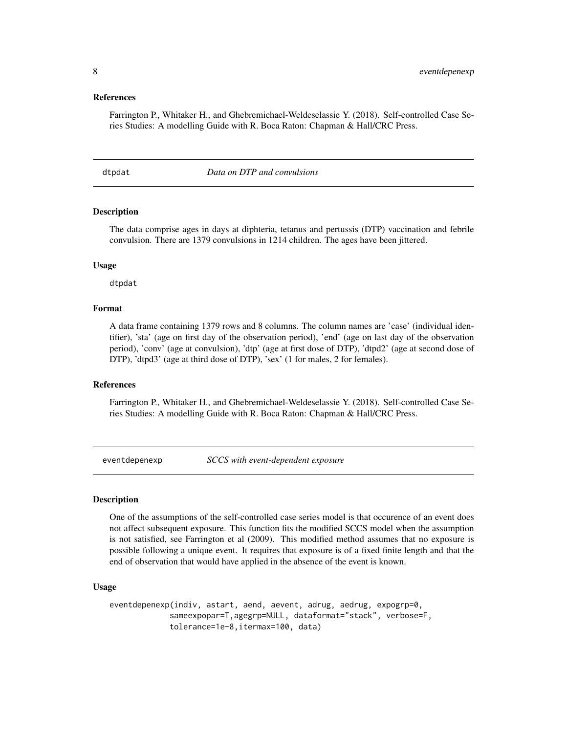### References

Farrington P., Whitaker H., and Ghebremichael-Weldeselassie Y. (2018). Self-controlled Case Series Studies: A modelling Guide with R. Boca Raton: Chapman & Hall/CRC Press.

## dtpdat — *Data on DTP and convulsions*

### Description

The data comprise ages in days at diphteria, tetanus and pertussis (DTP) vaccination and febrile convulsion. There are 1379 convulsions in 1214 children. The ages have been jittered.

### Usage

```
dtpdat
```

### Format

A data frame containing 1379 rows and 8 columns. The column names are 'case' (individual identifier), 'sta' (age on first day of the observation period), 'end' (age on last day of the observation period), 'conv' (age at convulsion), 'dtp' (age at first dose of DTP), 'dtpd2' (age at second dose of DTP), 'dtpd3' (age at third dose of DTP), 'sex' (1 for males, 2 for females).

### References

Farrington P., Whitaker H., and Ghebremichael-Weldeselassie Y. (2018). Self-controlled Case Series Studies: A modelling Guide with R. Boca Raton: Chapman & Hall/CRC Press.

## eventdepenexp — *SCCS with event-dependent exposure*

### Description

One of the assumptions of the self-controlled case series model is that occurence of an event does not affect subsequent exposure. This function fits the modified SCCS model when the assumption is not satisfied, see Farrington et al (2009). This modified method assumes that no exposure is possible following a unique event. It requires that exposure is of a fixed finite length and that the end of observation that would have applied in the absence of the event is known.

### Usage

```
eventdepenexp(indiv, astart, aend, aevent, adrug, aedrug, expogrp=0,
             sameexpopar=T,agegrp=NULL, dataformat="stack", verbose=F,
             tolerance=1e-8,itermax=100, data)
```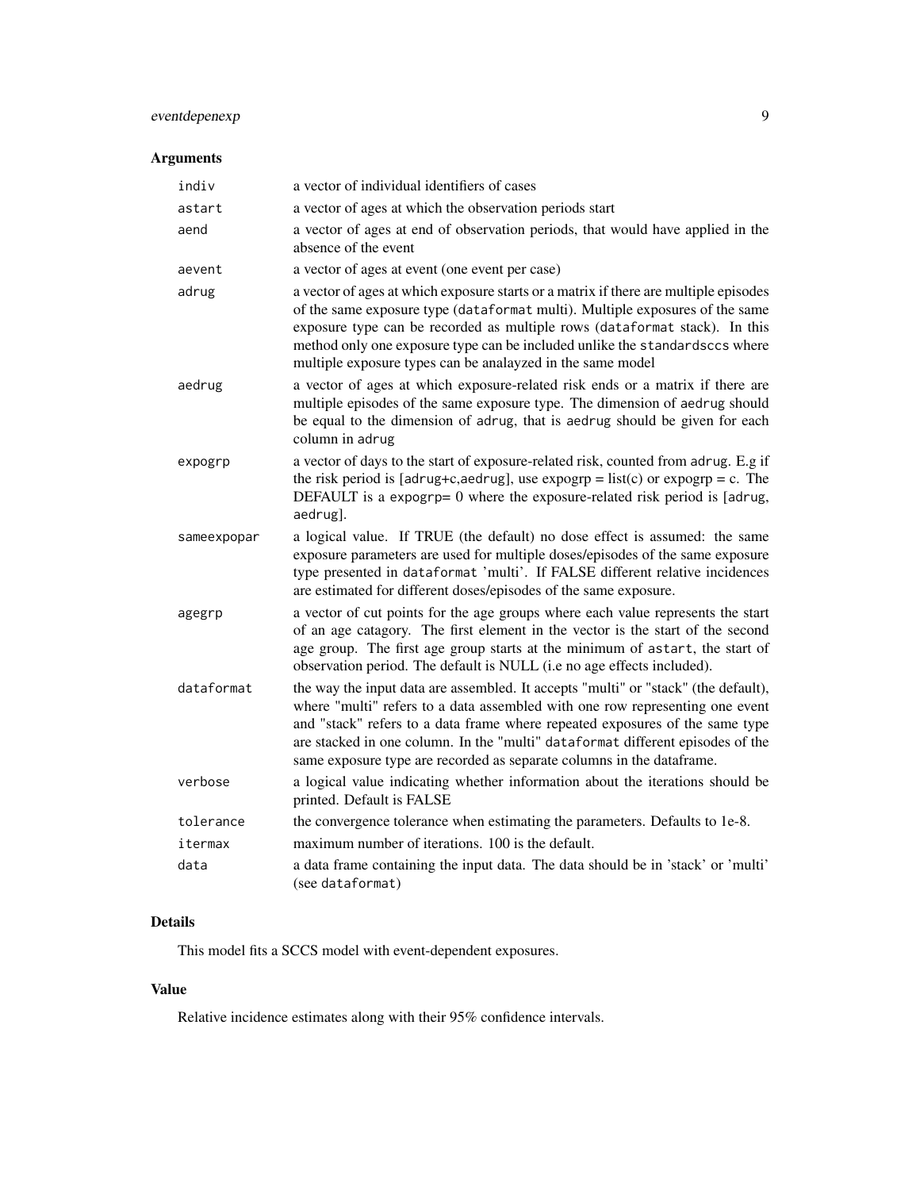## Arguments

| | |
|---|---|
| indiv | a vector of individual identifiers of cases |
| astart | a vector of ages at which the observation periods start |
| aend | a vector of ages at end of observation periods, that would have applied in the absence of the event |
| aevent | a vector of ages at event (one event per case) |
| adrug | a vector of ages at which exposure starts or a matrix if there are multiple episodes of the same exposure type (dataformat multi). Multiple exposures of the same exposure type can be recorded as multiple rows (dataformat stack). In this method only one exposure type can be included unlike the standardsccs where multiple exposure types can be analayzed in the same model |
| aedrug | a vector of ages at which exposure-related risk ends or a matrix if there are multiple episodes of the same exposure type. The dimension of aedrug should be equal to the dimension of adrug, that is aedrug should be given for each column in adrug |
| expogrp | a vector of days to the start of exposure-related risk, counted from adrug. E.g if the risk period is [adrug+c,aedrug], use expogrp = list(c) or expogrp = c. The DEFAULT is a expogrp= 0 where the exposure-related risk period is [adrug, aedrug]. |
| sameexpopar | a logical value. If TRUE (the default) no dose effect is assumed: the same exposure parameters are used for multiple doses/episodes of the same exposure type presented in dataformat 'multi'. If FALSE different relative incidences are estimated for different doses/episodes of the same exposure. |
| agegrp | a vector of cut points for the age groups where each value represents the start of an age catagory. The first element in the vector is the start of the second age group. The first age group starts at the minimum of astart, the start of observation period. The default is NULL (i.e no age effects included). |
| dataformat | the way the input data are assembled. It accepts "multi" or "stack" (the default), where "multi" refers to a data assembled with one row representing one event and "stack" refers to a data frame where repeated exposures of the same type are stacked in one column. In the "multi" dataformat different episodes of the same exposure type are recorded as separate columns in the dataframe. |
| verbose | a logical value indicating whether information about the iterations should be printed. Default is FALSE |
| tolerance | the convergence tolerance when estimating the parameters. Defaults to 1e-8. |
| itermax | maximum number of iterations. 100 is the default. |
| data | a data frame containing the input data. The data should be in 'stack' or 'multi' (see dataformat) |

## Details

This model fits a SCCS model with event-dependent exposures.

## Value

Relative incidence estimates along with their 95% confidence intervals.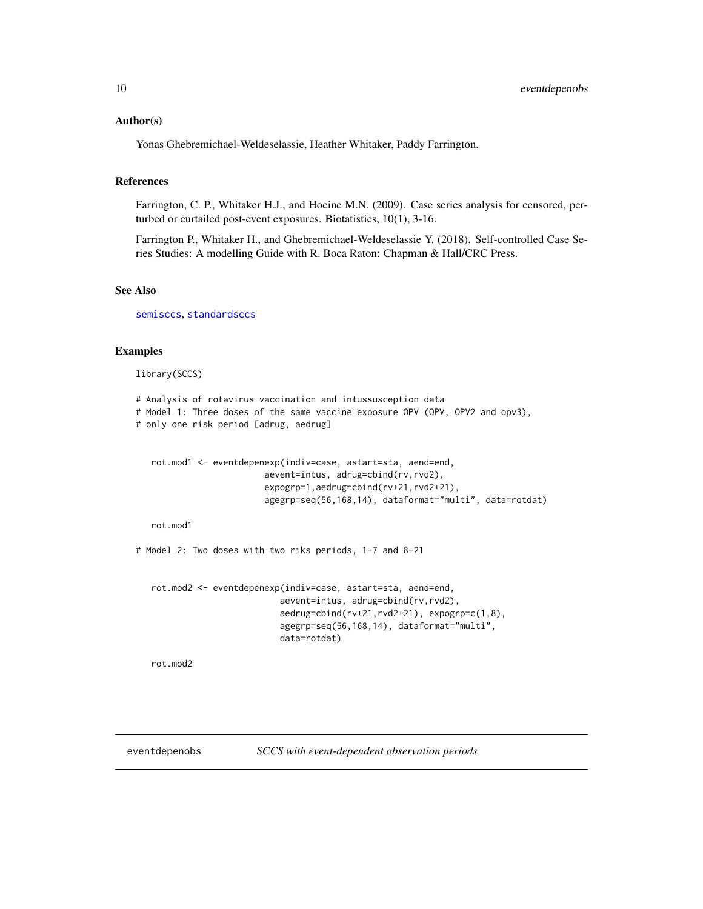### Author(s)

Yonas Ghebremichael-Weldeselassie, Heather Whitaker, Paddy Farrington.

### References

Farrington, C. P., Whitaker H.J., and Hocine M.N. (2009). Case series analysis for censored, perturbed or curtailed post-event exposures. Biotatistics, 10(1), 3-16.

Farrington P., Whitaker H., and Ghebremichael-Weldeselassie Y. (2018). Self-controlled Case Series Studies: A modelling Guide with R. Boca Raton: Chapman & Hall/CRC Press.

### See Also

semisccs, standardsccs

### Examples

```
library(SCCS)

# Analysis of rotavirus vaccination and intussusception data
# Model 1: Three doses of the same vaccine exposure OPV (OPV, OPV2 and opv3),
# only one risk period [adrug, aedrug]


   rot.mod1 <- eventdepenexp(indiv=case, astart=sta, aend=end,
                        aevent=intus, adrug=cbind(rv,rvd2),
                        expogrp=1,aedrug=cbind(rv+21,rvd2+21),
                        agegrp=seq(56,168,14), dataformat="multi", data=rotdat)

   rot.mod1

# Model 2: Two doses with two riks periods, 1-7 and 8-21


   rot.mod2 <- eventdepenexp(indiv=case, astart=sta, aend=end,
                           aevent=intus, adrug=cbind(rv,rvd2),
                           aedrug=cbind(rv+21,rvd2+21), expogrp=c(1,8),
                           agegrp=seq(56,168,14), dataformat="multi",
                           data=rotdat)

   rot.mod2
```

---

## eventdepenobs &nbsp;&nbsp;&nbsp; *SCCS with event-dependent observation periods*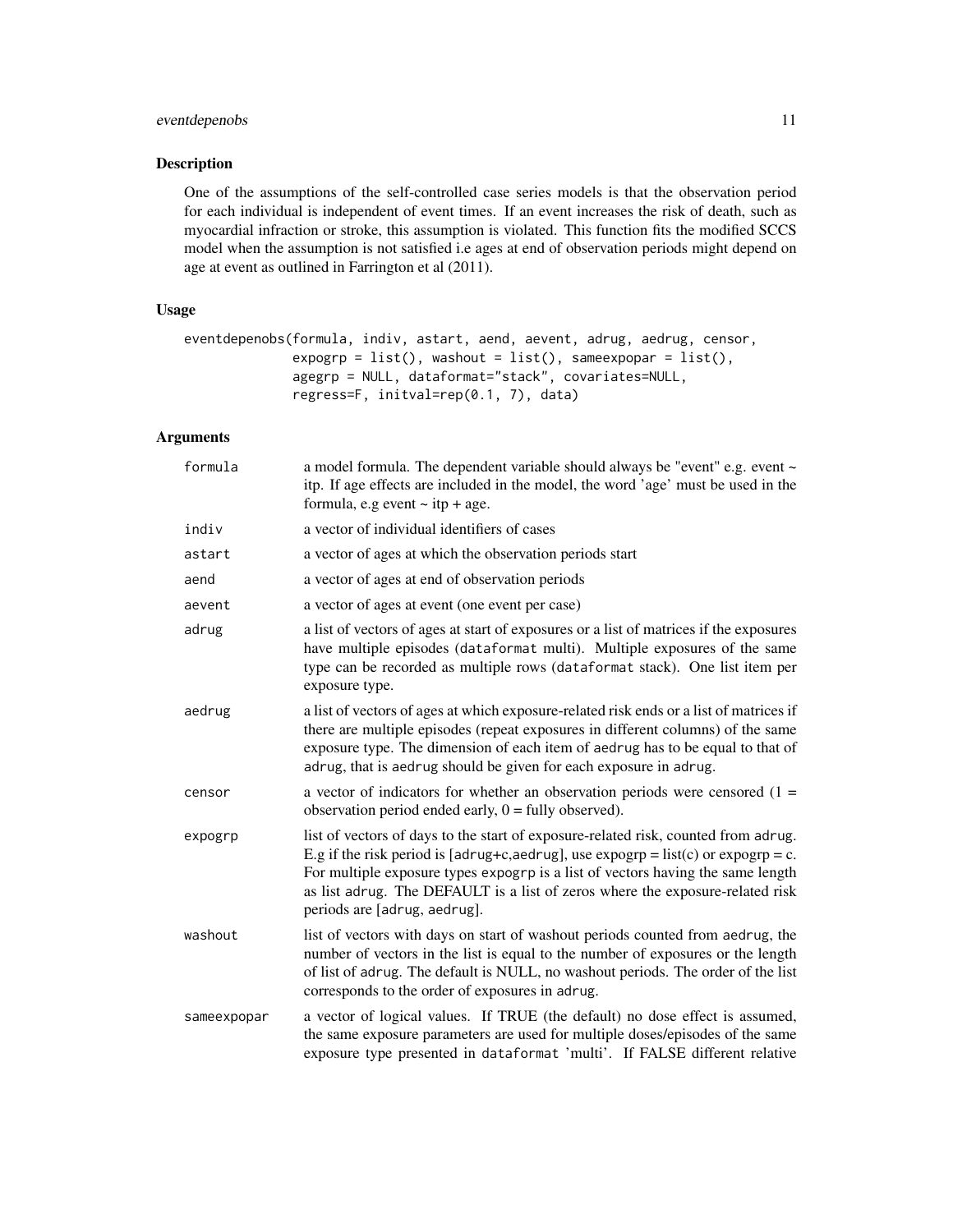## Description

One of the assumptions of the self-controlled case series models is that the observation period for each individual is independent of event times. If an event increases the risk of death, such as myocardial infraction or stroke, this assumption is violated. This function fits the modified SCCS model when the assumption is not satisfied i.e ages at end of observation periods might depend on age at event as outlined in Farrington et al (2011).

## Usage

```
eventdepenobs(formula, indiv, astart, aend, aevent, adrug, aedrug, censor,
              expogrp = list(), washout = list(), sameexpopar = list(),
              agegrp = NULL, dataformat="stack", covariates=NULL,
              regress=F, initval=rep(0.1, 7), data)
```

## Arguments

| | |
|---|---|
| formula | a model formula. The dependent variable should always be "event" e.g. event ~ itp. If age effects are included in the model, the word 'age' must be used in the formula, e.g event ~ itp + age. |
| indiv | a vector of individual identifiers of cases |
| astart | a vector of ages at which the observation periods start |
| aend | a vector of ages at end of observation periods |
| aevent | a vector of ages at event (one event per case) |
| adrug | a list of vectors of ages at start of exposures or a list of matrices if the exposures have multiple episodes (dataformat multi). Multiple exposures of the same type can be recorded as multiple rows (dataformat stack). One list item per exposure type. |
| aedrug | a list of vectors of ages at which exposure-related risk ends or a list of matrices if there are multiple episodes (repeat exposures in different columns) of the same exposure type. The dimension of each item of aedrug has to be equal to that of adrug, that is aedrug should be given for each exposure in adrug. |
| censor | a vector of indicators for whether an observation periods were censored (1 = observation period ended early, 0 = fully observed). |
| expogrp | list of vectors of days to the start of exposure-related risk, counted from adrug. E.g if the risk period is [adrug+c,aedrug], use expogrp = list(c) or expogrp = c. For multiple exposure types expogrp is a list of vectors having the same length as list adrug. The DEFAULT is a list of zeros where the exposure-related risk periods are [adrug, aedrug]. |
| washout | list of vectors with days on start of washout periods counted from aedrug, the number of vectors in the list is equal to the number of exposures or the length of list of adrug. The default is NULL, no washout periods. The order of the list corresponds to the order of exposures in adrug. |
| sameexpopar | a vector of logical values. If TRUE (the default) no dose effect is assumed, the same exposure parameters are used for multiple doses/episodes of the same exposure type presented in dataformat 'multi'. If FALSE different relative |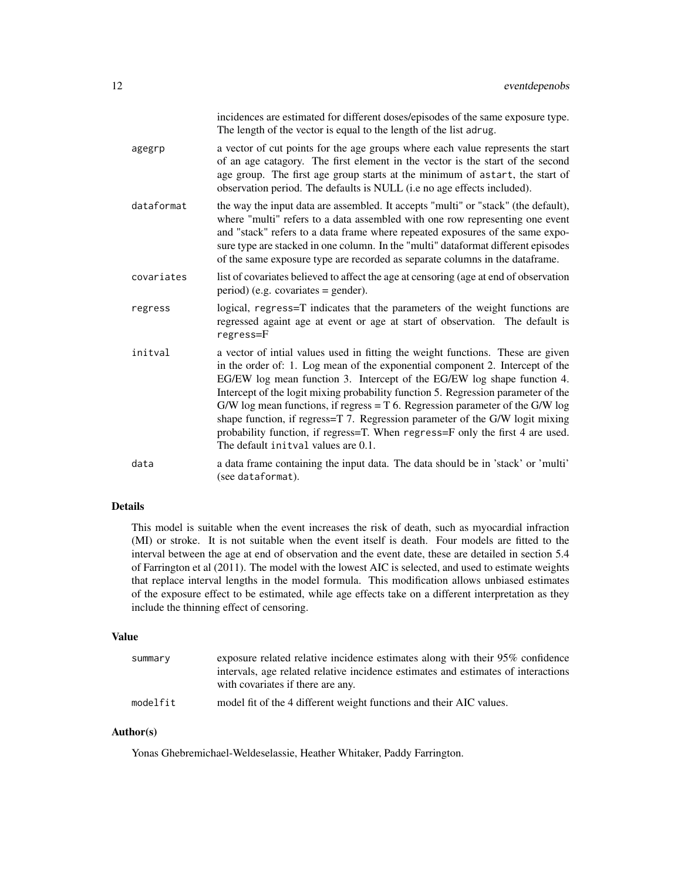incidences are estimated for different doses/episodes of the same exposure type. The length of the vector is equal to the length of the list `adrug`.

`agegrp` a vector of cut points for the age groups where each value represents the start of an age catagory. The first element in the vector is the start of the second age group. The first age group starts at the minimum of `astart`, the start of observation period. The defaults is NULL (i.e no age effects included).

`dataformat` the way the input data are assembled. It accepts "multi" or "stack" (the default), where "multi" refers to a data assembled with one row representing one event and "stack" refers to a data frame where repeated exposures of the same exposure type are stacked in one column. In the "multi" dataformat different episodes of the same exposure type are recorded as separate columns in the dataframe.

`covariates` list of covariates believed to affect the age at censoring (age at end of observation period) (e.g. covariates = gender).

`regress` logical, `regress=T` indicates that the parameters of the weight functions are regressed againt age at event or age at start of observation. The default is `regress=F`

`initval` a vector of intial values used in fitting the weight functions. These are given in the order of: 1. Log mean of the exponential component 2. Intercept of the EG/EW log mean function 3. Intercept of the EG/EW log shape function 4. Intercept of the logit mixing probability function 5. Regression parameter of the G/W log mean functions, if regress = T 6. Regression parameter of the G/W log shape function, if regress=T 7. Regression parameter of the G/W logit mixing probability function, if regress=T. When `regress=F` only the first 4 are used. The default `initval` values are 0.1.

`data` a data frame containing the input data. The data should be in 'stack' or 'multi' (see `dataformat`).

## Details

This model is suitable when the event increases the risk of death, such as myocardial infraction (MI) or stroke. It is not suitable when the event itself is death. Four models are fitted to the interval between the age at end of observation and the event date, these are detailed in section 5.4 of Farrington et al (2011). The model with the lowest AIC is selected, and used to estimate weights that replace interval lengths in the model formula. This modification allows unbiased estimates of the exposure effect to be estimated, while age effects take on a different interpretation as they include the thinning effect of censoring.

## Value

`summary` exposure related relative incidence estimates along with their 95% confidence intervals, age related relative incidence estimates and estimates of interactions with covariates if there are any.

`modelfit` model fit of the 4 different weight functions and their AIC values.

## Author(s)

Yonas Ghebremichael-Weldeselassie, Heather Whitaker, Paddy Farrington.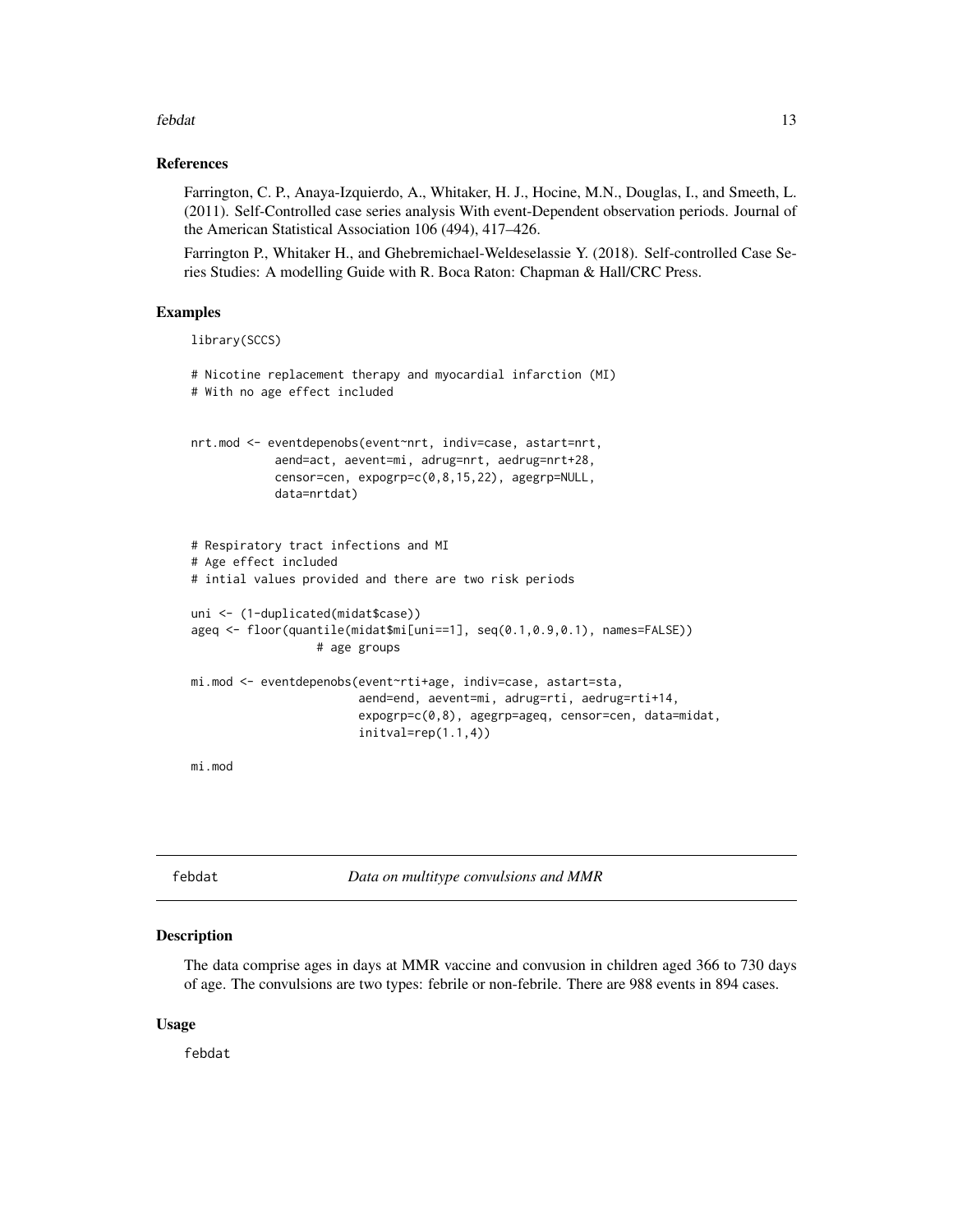### References

Farrington, C. P., Anaya-Izquierdo, A., Whitaker, H. J., Hocine, M.N., Douglas, I., and Smeeth, L. (2011). Self-Controlled case series analysis With event-Dependent observation periods. Journal of the American Statistical Association 106 (494), 417–426.

Farrington P., Whitaker H., and Ghebremichael-Weldeselassie Y. (2018). Self-controlled Case Series Studies: A modelling Guide with R. Boca Raton: Chapman & Hall/CRC Press.

### Examples

```
library(SCCS)

# Nicotine replacement therapy and myocardial infarction (MI)
# With no age effect included


nrt.mod <- eventdepenobs(event~nrt, indiv=case, astart=nrt,
            aend=act, aevent=mi, adrug=nrt, aedrug=nrt+28,
            censor=cen, expogrp=c(0,8,15,22), agegrp=NULL,
            data=nrtdat)


# Respiratory tract infections and MI
# Age effect included
# intial values provided and there are two risk periods

uni <- (1-duplicated(midat$case))
ageq <- floor(quantile(midat$mi[uni==1], seq(0.1,0.9,0.1), names=FALSE))
                 # age groups

mi.mod <- eventdepenobs(event~rti+age, indiv=case, astart=sta,
                        aend=end, aevent=mi, adrug=rti, aedrug=rti+14,
                        expogrp=c(0,8), agegrp=ageq, censor=cen, data=midat,
                        initval=rep(1.1,4))

mi.mod
```

---

## febdat — *Data on multitype convulsions and MMR*

---

### Description

The data comprise ages in days at MMR vaccine and convusion in children aged 366 to 730 days of age. The convulsions are two types: febrile or non-febrile. There are 988 events in 894 cases.

### Usage

febdat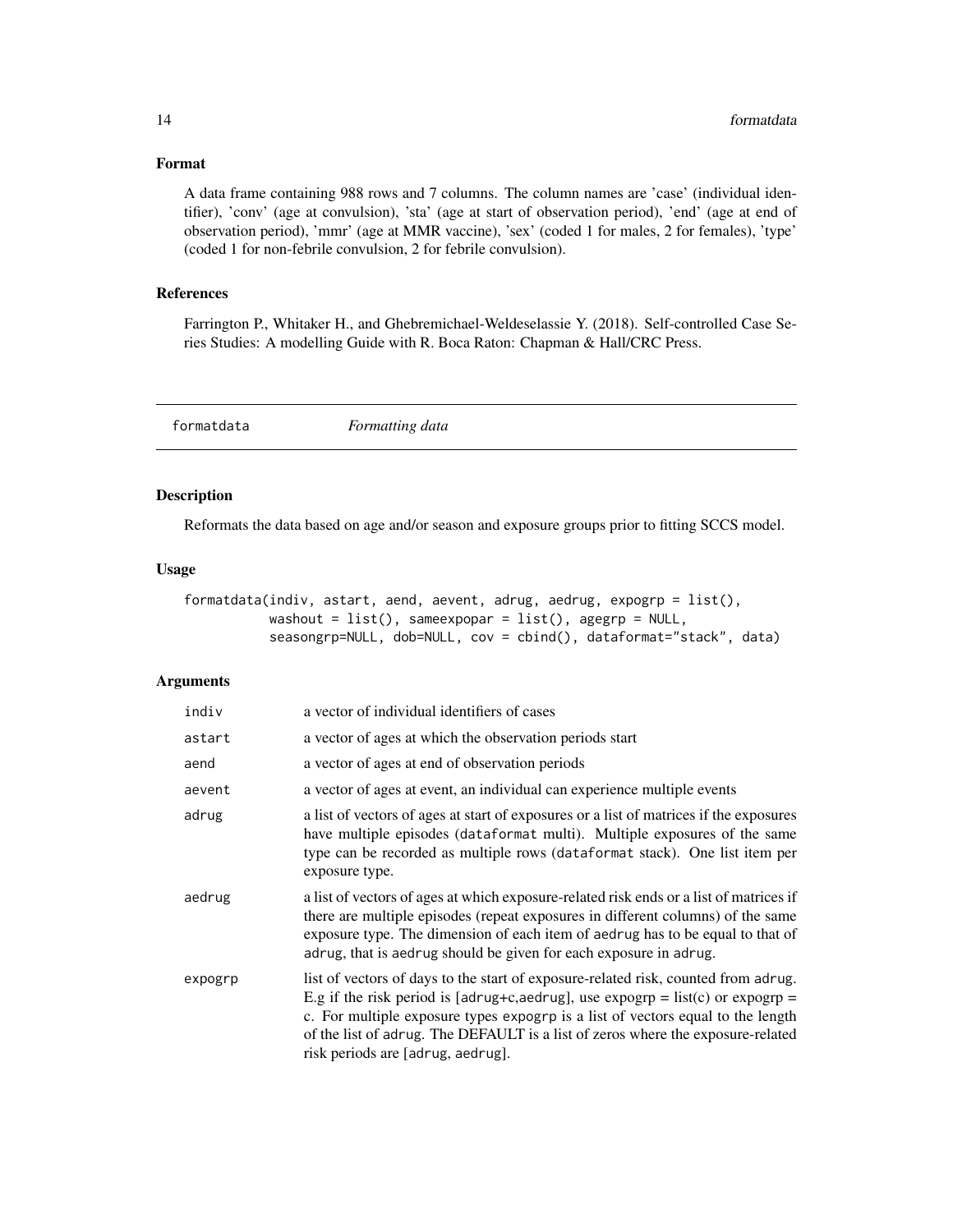### Format

A data frame containing 988 rows and 7 columns. The column names are 'case' (individual identifier), 'conv' (age at convulsion), 'sta' (age at start of observation period), 'end' (age at end of observation period), 'mmr' (age at MMR vaccine), 'sex' (coded 1 for males, 2 for females), 'type' (coded 1 for non-febrile convulsion, 2 for febrile convulsion).

### References

Farrington P., Whitaker H., and Ghebremichael-Weldeselassie Y. (2018). Self-controlled Case Series Studies: A modelling Guide with R. Boca Raton: Chapman & Hall/CRC Press.

---

## formatdata *Formatting data*

---

### Description

Reformats the data based on age and/or season and exposure groups prior to fitting SCCS model.

### Usage

```
formatdata(indiv, astart, aend, aevent, adrug, aedrug, expogrp = list(),
          washout = list(), sameexpopar = list(), agegrp = NULL,
          seasongrp=NULL, dob=NULL, cov = cbind(), dataformat="stack", data)
```

### Arguments

| | |
|---|---|
| indiv | a vector of individual identifiers of cases |
| astart | a vector of ages at which the observation periods start |
| aend | a vector of ages at end of observation periods |
| aevent | a vector of ages at event, an individual can experience multiple events |
| adrug | a list of vectors of ages at start of exposures or a list of matrices if the exposures have multiple episodes (dataformat multi). Multiple exposures of the same type can be recorded as multiple rows (dataformat stack). One list item per exposure type. |
| aedrug | a list of vectors of ages at which exposure-related risk ends or a list of matrices if there are multiple episodes (repeat exposures in different columns) of the same exposure type. The dimension of each item of aedrug has to be equal to that of adrug, that is aedrug should be given for each exposure in adrug. |
| expogrp | list of vectors of days to the start of exposure-related risk, counted from adrug. E.g if the risk period is [adrug+c,aedrug], use expogrp = list(c) or expogrp = c. For multiple exposure types expogrp is a list of vectors equal to the length of the list of adrug. The DEFAULT is a list of zeros where the exposure-related risk periods are [adrug, aedrug]. |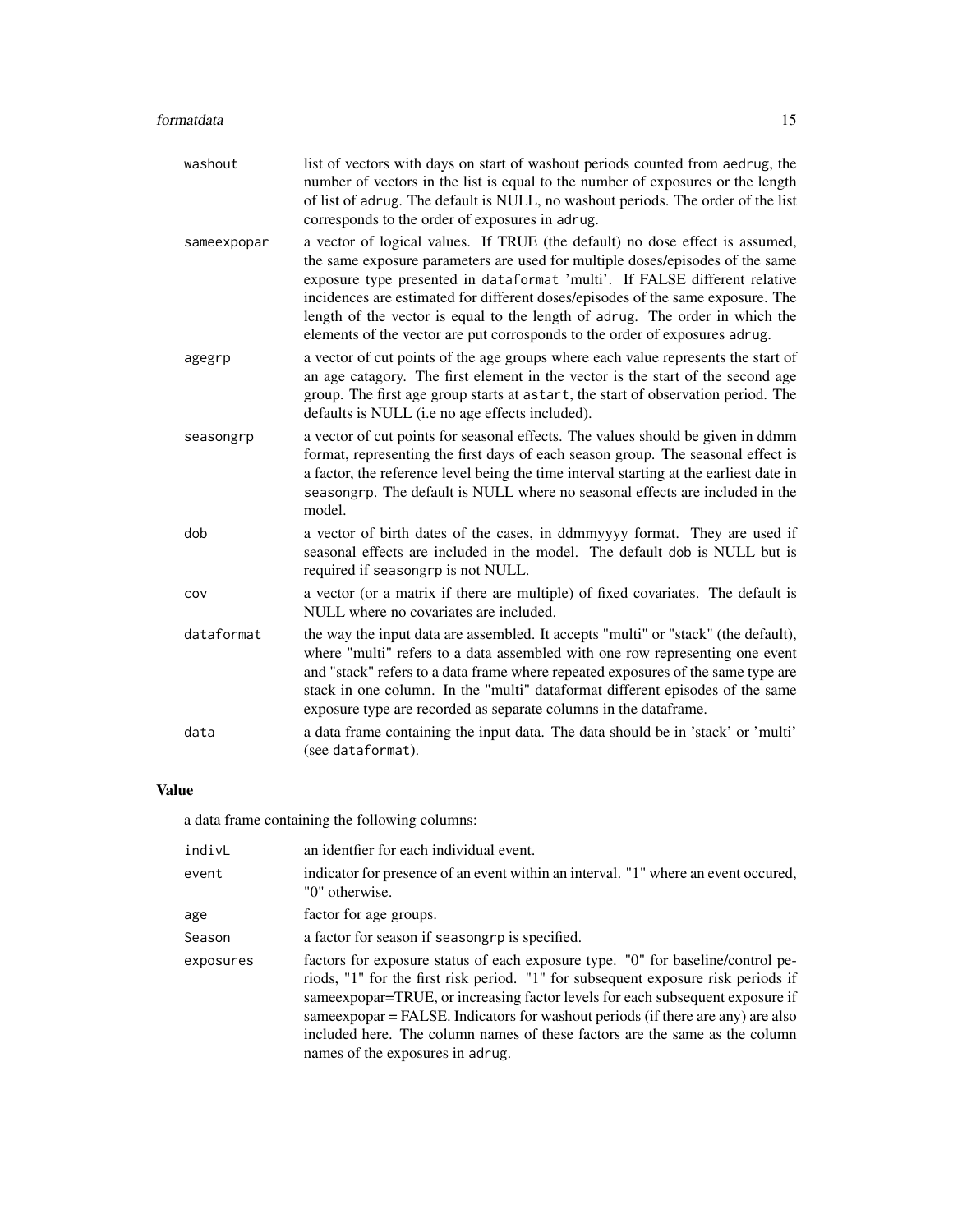washout
: list of vectors with days on start of washout periods counted from aedrug, the number of vectors in the list is equal to the number of exposures or the length of list of adrug. The default is NULL, no washout periods. The order of the list corresponds to the order of exposures in adrug.

sameexpopar
: a vector of logical values. If TRUE (the default) no dose effect is assumed, the same exposure parameters are used for multiple doses/episodes of the same exposure type presented in dataformat 'multi'. If FALSE different relative incidences are estimated for different doses/episodes of the same exposure. The length of the vector is equal to the length of adrug. The order in which the elements of the vector are put corrosponds to the order of exposures adrug.

agegrp
: a vector of cut points of the age groups where each value represents the start of an age catagory. The first element in the vector is the start of the second age group. The first age group starts at astart, the start of observation period. The defaults is NULL (i.e no age effects included).

seasongrp
: a vector of cut points for seasonal effects. The values should be given in ddmm format, representing the first days of each season group. The seasonal effect is a factor, the reference level being the time interval starting at the earliest date in seasongrp. The default is NULL where no seasonal effects are included in the model.

dob
: a vector of birth dates of the cases, in ddmmyyyy format. They are used if seasonal effects are included in the model. The default dob is NULL but is required if seasongrp is not NULL.

cov
: a vector (or a matrix if there are multiple) of fixed covariates. The default is NULL where no covariates are included.

dataformat
: the way the input data are assembled. It accepts "multi" or "stack" (the default), where "multi" refers to a data assembled with one row representing one event and "stack" refers to a data frame where repeated exposures of the same type are stack in one column. In the "multi" dataformat different episodes of the same exposure type are recorded as separate columns in the dataframe.

data
: a data frame containing the input data. The data should be in 'stack' or 'multi' (see dataformat).

## Value

a data frame containing the following columns:

indivL
: an identfier for each individual event.

event
: indicator for presence of an event within an interval. "1" where an event occured, "0" otherwise.

age
: factor for age groups.

Season
: a factor for season if seasongrp is specified.

exposures
: factors for exposure status of each exposure type. "0" for baseline/control periods, "1" for the first risk period. "1" for subsequent exposure risk periods if sameexpopar=TRUE, or increasing factor levels for each subsequent exposure if sameexpopar = FALSE. Indicators for washout periods (if there are any) are also included here. The column names of these factors are the same as the column names of the exposures in adrug.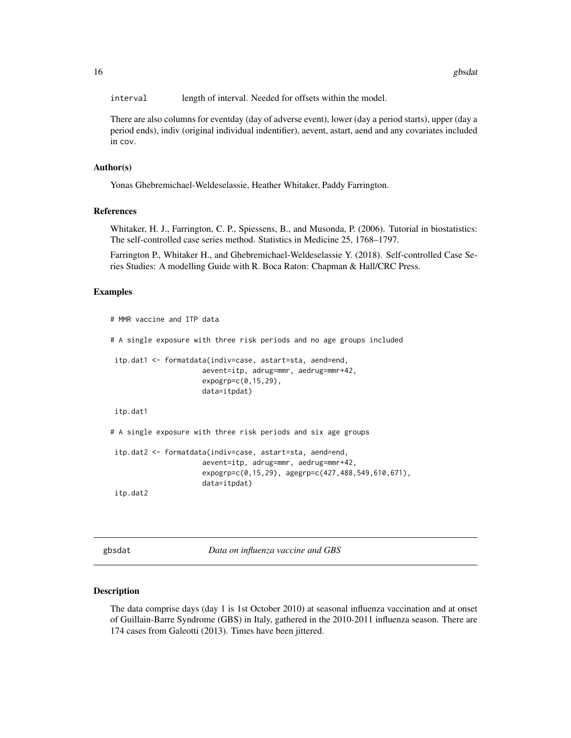interval	length of interval. Needed for offsets within the model.

There are also columns for eventday (day of adverse event), lower (day a period starts), upper (day a period ends), indiv (original individual indentifier), aevent, astart, aend and any covariates included in cov.

### Author(s)

Yonas Ghebremichael-Weldeselassie, Heather Whitaker, Paddy Farrington.

### References

Whitaker, H. J., Farrington, C. P., Spiessens, B., and Musonda, P. (2006). Tutorial in biostatistics: The self-controlled case series method. Statistics in Medicine 25, 1768–1797.

Farrington P., Whitaker H., and Ghebremichael-Weldeselassie Y. (2018). Self-controlled Case Series Studies: A modelling Guide with R. Boca Raton: Chapman & Hall/CRC Press.

### Examples

```
# MMR vaccine and ITP data

# A single exposure with three risk periods and no age groups included

 itp.dat1 <- formatdata(indiv=case, astart=sta, aend=end,
                      aevent=itp, adrug=mmr, aedrug=mmr+42,
                      expogrp=c(0,15,29),
                      data=itpdat)

 itp.dat1

# A single exposure with three risk periods and six age groups

 itp.dat2 <- formatdata(indiv=case, astart=sta, aend=end,
                      aevent=itp, adrug=mmr, aedrug=mmr+42,
                      expogrp=c(0,15,29), agegrp=c(427,488,549,610,671),
                      data=itpdat)
 itp.dat2
```

---

## gbsdat	*Data on influenza vaccine and GBS*

### Description

The data comprise days (day 1 is 1st October 2010) at seasonal influenza vaccination and at onset of Guillain-Barre Syndrome (GBS) in Italy, gathered in the 2010-2011 influenza season. There are 174 cases from Galeotti (2013). Times have been jittered.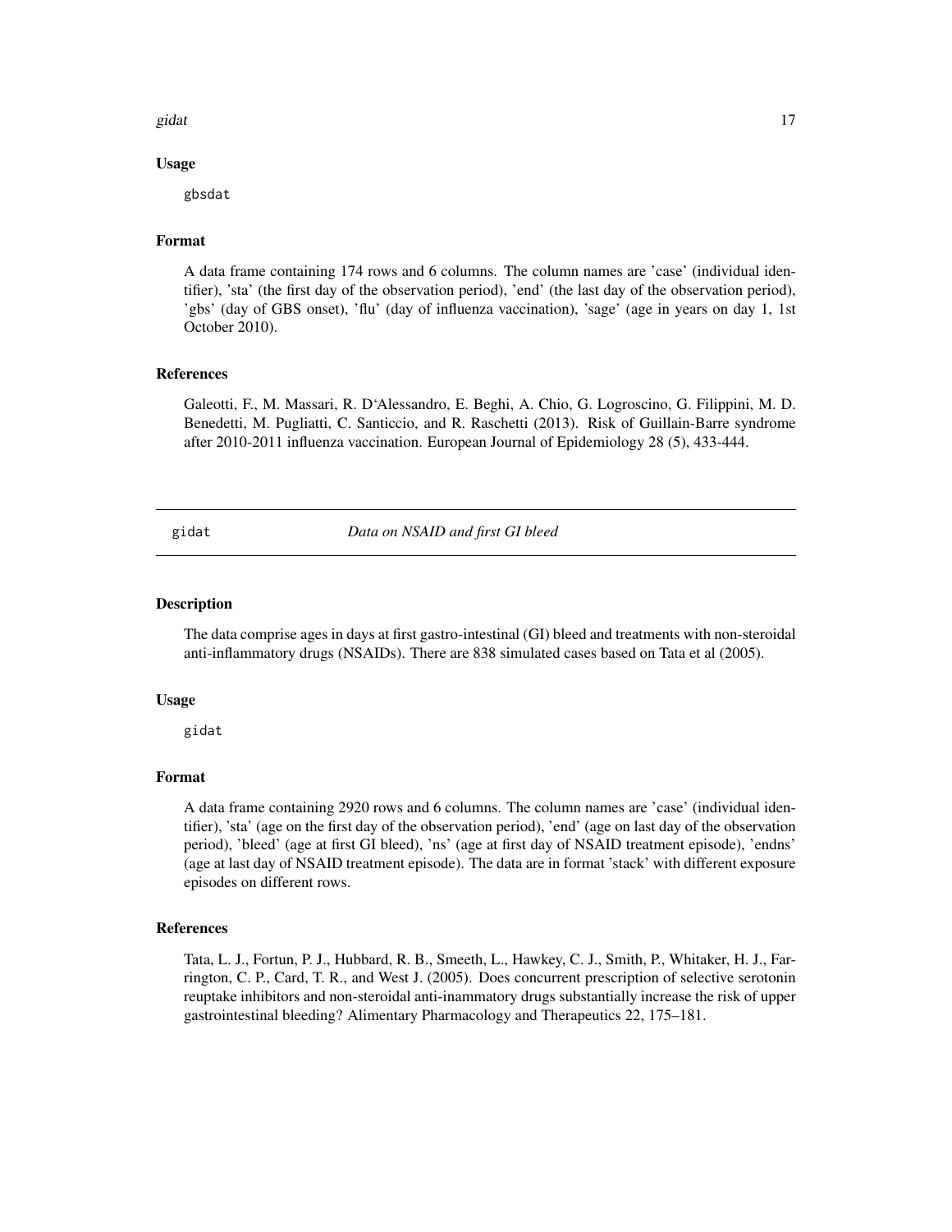### Usage

```
gbsdat
```

### Format

A data frame containing 174 rows and 6 columns. The column names are 'case' (individual identifier), 'sta' (the first day of the observation period), 'end' (the last day of the observation period), 'gbs' (day of GBS onset), 'flu' (day of influenza vaccination), 'sage' (age in years on day 1, 1st October 2010).

### References

Galeotti, F., M. Massari, R. D'Alessandro, E. Beghi, A. Chio, G. Logroscino, G. Filippini, M. D. Benedetti, M. Pugliatti, C. Santiccio, and R. Raschetti (2013). Risk of Guillain-Barre syndrome after 2010-2011 influenza vaccination. European Journal of Epidemiology 28 (5), 433-444.

---

## gidat — *Data on NSAID and first GI bleed*

### Description

The data comprise ages in days at first gastro-intestinal (GI) bleed and treatments with non-steroidal anti-inflammatory drugs (NSAIDs). There are 838 simulated cases based on Tata et al (2005).

### Usage

```
gidat
```

### Format

A data frame containing 2920 rows and 6 columns. The column names are 'case' (individual identifier), 'sta' (age on the first day of the observation period), 'end' (age on last day of the observation period), 'bleed' (age at first GI bleed), 'ns' (age at first day of NSAID treatment episode), 'endns' (age at last day of NSAID treatment episode). The data are in format 'stack' with different exposure episodes on different rows.

### References

Tata, L. J., Fortun, P. J., Hubbard, R. B., Smeeth, L., Hawkey, C. J., Smith, P., Whitaker, H. J., Farrington, C. P., Card, T. R., and West J. (2005). Does concurrent prescription of selective serotonin reuptake inhibitors and non-steroidal anti-inammatory drugs substantially increase the risk of upper gastrointestinal bleeding? Alimentary Pharmacology and Therapeutics 22, 175–181.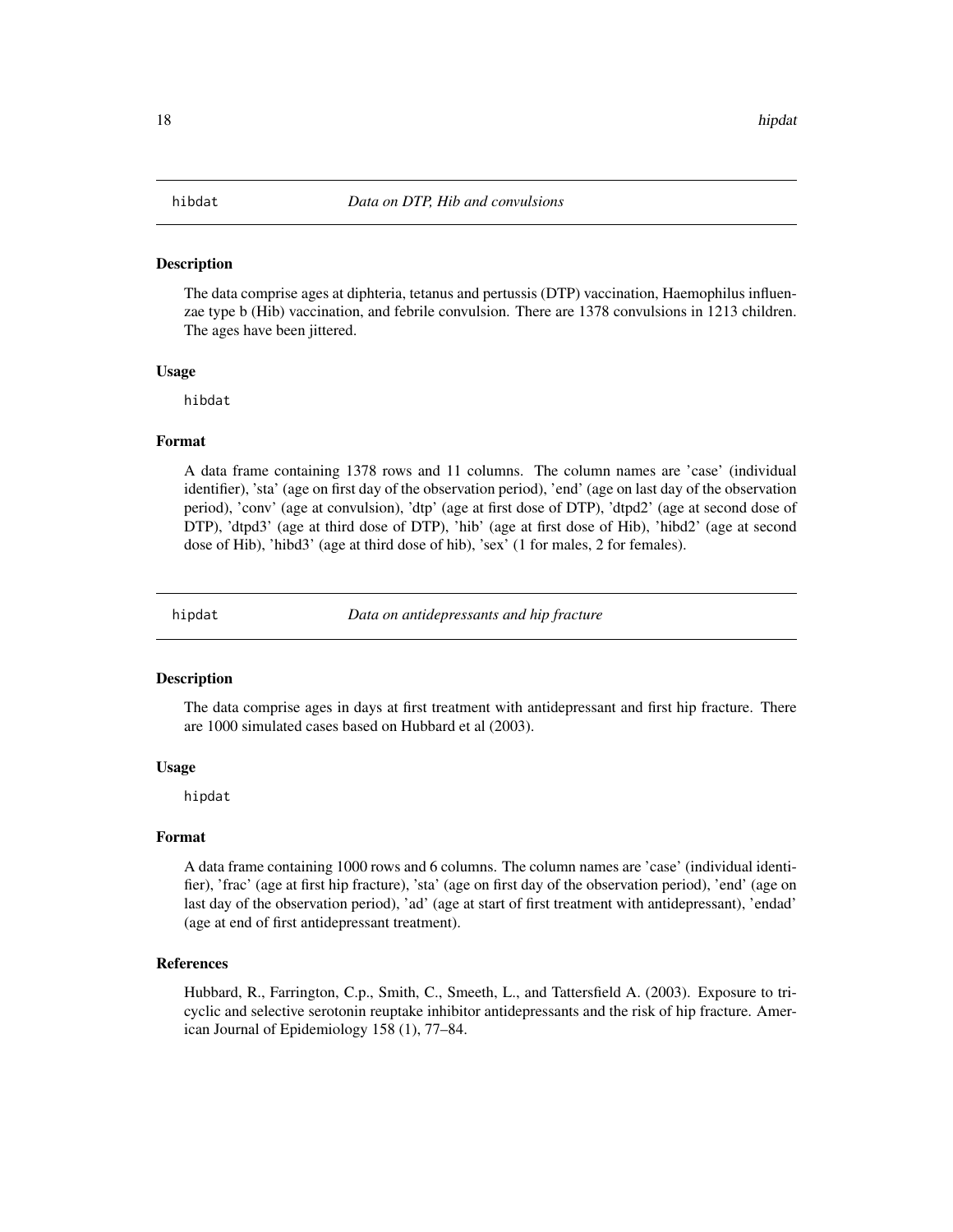## hibdat — *Data on DTP, Hib and convulsions*

### Description

The data comprise ages at diphteria, tetanus and pertussis (DTP) vaccination, Haemophilus influenzae type b (Hib) vaccination, and febrile convulsion. There are 1378 convulsions in 1213 children. The ages have been jittered.

### Usage

```
hibdat
```

### Format

A data frame containing 1378 rows and 11 columns. The column names are 'case' (individual identifier), 'sta' (age on first day of the observation period), 'end' (age on last day of the observation period), 'conv' (age at convulsion), 'dtp' (age at first dose of DTP), 'dtpd2' (age at second dose of DTP), 'dtpd3' (age at third dose of DTP), 'hib' (age at first dose of Hib), 'hibd2' (age at second dose of Hib), 'hibd3' (age at third dose of hib), 'sex' (1 for males, 2 for females).

## hipdat — *Data on antidepressants and hip fracture*

### Description

The data comprise ages in days at first treatment with antidepressant and first hip fracture. There are 1000 simulated cases based on Hubbard et al (2003).

### Usage

```
hipdat
```

### Format

A data frame containing 1000 rows and 6 columns. The column names are 'case' (individual identifier), 'frac' (age at first hip fracture), 'sta' (age on first day of the observation period), 'end' (age on last day of the observation period), 'ad' (age at start of first treatment with antidepressant), 'endad' (age at end of first antidepressant treatment).

### References

Hubbard, R., Farrington, C.p., Smith, C., Smeeth, L., and Tattersfield A. (2003). Exposure to tricyclic and selective serotonin reuptake inhibitor antidepressants and the risk of hip fracture. American Journal of Epidemiology 158 (1), 77–84.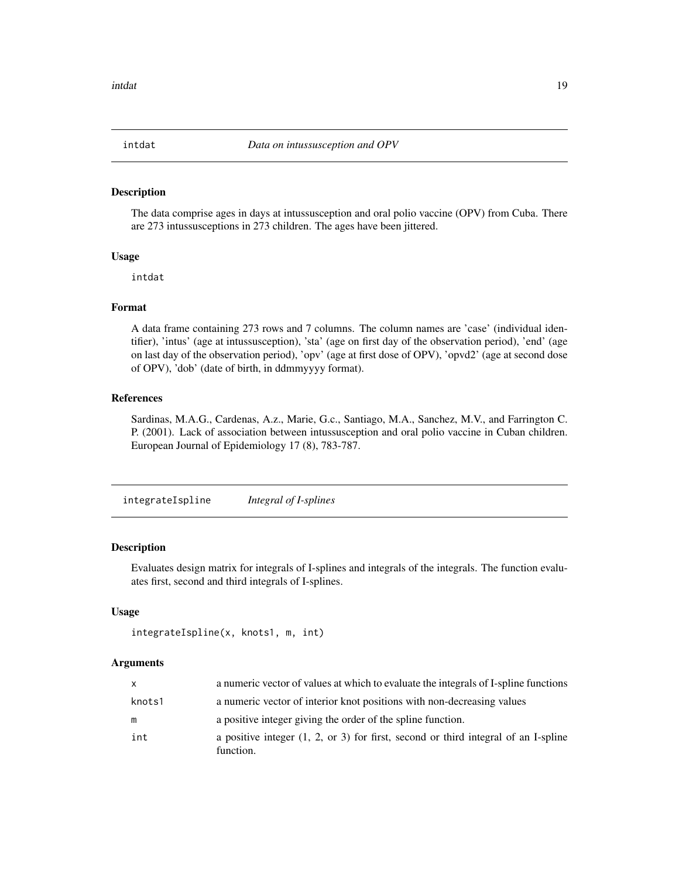## intdat *Data on intussusception and OPV*

### Description

The data comprise ages in days at intussusception and oral polio vaccine (OPV) from Cuba. There are 273 intussusceptions in 273 children. The ages have been jittered.

### Usage

```
intdat
```

### Format

A data frame containing 273 rows and 7 columns. The column names are 'case' (individual identifier), 'intus' (age at intussusception), 'sta' (age on first day of the observation period), 'end' (age on last day of the observation period), 'opv' (age at first dose of OPV), 'opvd2' (age at second dose of OPV), 'dob' (date of birth, in ddmmyyyy format).

### References

Sardinas, M.A.G., Cardenas, A.z., Marie, G.c., Santiago, M.A., Sanchez, M.V., and Farrington C. P. (2001). Lack of association between intussusception and oral polio vaccine in Cuban children. European Journal of Epidemiology 17 (8), 783-787.

## integrateIspline *Integral of I-splines*

### Description

Evaluates design matrix for integrals of I-splines and integrals of the integrals. The function evaluates first, second and third integrals of I-splines.

### Usage

```
integrateIspline(x, knots1, m, int)
```

### Arguments

| | |
|---|---|
| x | a numeric vector of values at which to evaluate the integrals of I-spline functions |
| knots1 | a numeric vector of interior knot positions with non-decreasing values |
| m | a positive integer giving the order of the spline function. |
| int | a positive integer (1, 2, or 3) for first, second or third integral of an I-spline function. |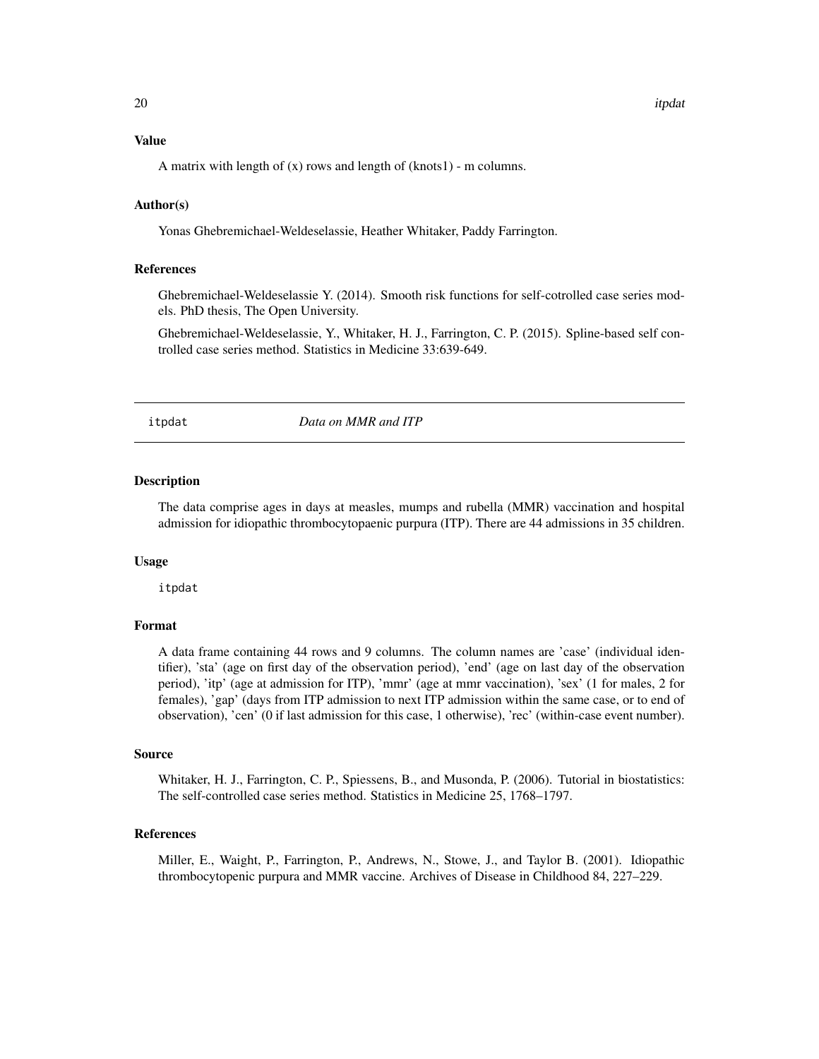### Value

A matrix with length of (x) rows and length of (knots1) - m columns.

### Author(s)

Yonas Ghebremichael-Weldeselassie, Heather Whitaker, Paddy Farrington.

### References

Ghebremichael-Weldeselassie Y. (2014). Smooth risk functions for self-cotrolled case series models. PhD thesis, The Open University.

Ghebremichael-Weldeselassie, Y., Whitaker, H. J., Farrington, C. P. (2015). Spline-based self controlled case series method. Statistics in Medicine 33:639-649.

---

## itpdat — *Data on MMR and ITP*

### Description

The data comprise ages in days at measles, mumps and rubella (MMR) vaccination and hospital admission for idiopathic thrombocytopaenic purpura (ITP). There are 44 admissions in 35 children.

### Usage

```
itpdat
```

### Format

A data frame containing 44 rows and 9 columns. The column names are 'case' (individual identifier), 'sta' (age on first day of the observation period), 'end' (age on last day of the observation period), 'itp' (age at admission for ITP), 'mmr' (age at mmr vaccination), 'sex' (1 for males, 2 for females), 'gap' (days from ITP admission to next ITP admission within the same case, or to end of observation), 'cen' (0 if last admission for this case, 1 otherwise), 'rec' (within-case event number).

### Source

Whitaker, H. J., Farrington, C. P., Spiessens, B., and Musonda, P. (2006). Tutorial in biostatistics: The self-controlled case series method. Statistics in Medicine 25, 1768–1797.

### References

Miller, E., Waight, P., Farrington, P., Andrews, N., Stowe, J., and Taylor B. (2001). Idiopathic thrombocytopenic purpura and MMR vaccine. Archives of Disease in Childhood 84, 227–229.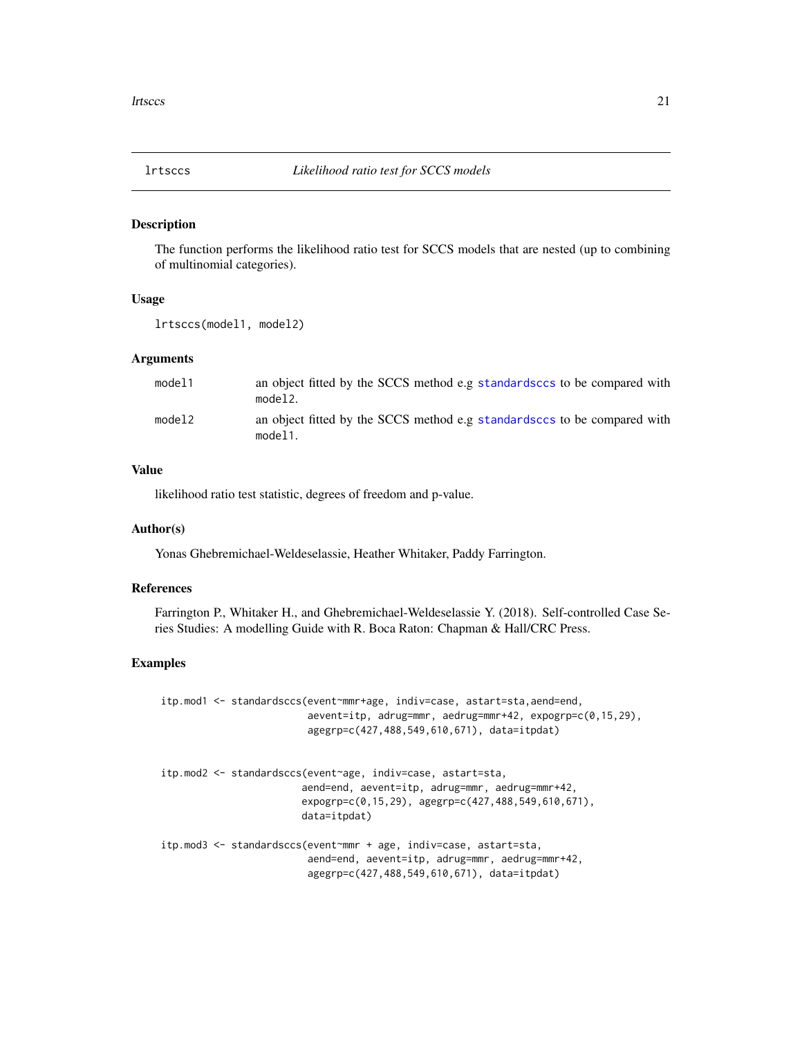lrtsccs — *Likelihood ratio test for SCCS models*

## Description

The function performs the likelihood ratio test for SCCS models that are nested (up to combining of multinomial categories).

## Usage

```
lrtsccs(model1, model2)
```

## Arguments

| | |
|---|---|
| model1 | an object fitted by the SCCS method e.g standardsccs to be compared with model2. |
| model2 | an object fitted by the SCCS method e.g standardsccs to be compared with model1. |

## Value

likelihood ratio test statistic, degrees of freedom and p-value.

## Author(s)

Yonas Ghebremichael-Weldeselassie, Heather Whitaker, Paddy Farrington.

## References

Farrington P., Whitaker H., and Ghebremichael-Weldeselassie Y. (2018). Self-controlled Case Series Studies: A modelling Guide with R. Boca Raton: Chapman & Hall/CRC Press.

## Examples

```
itp.mod1 <- standardsccs(event~mmr+age, indiv=case, astart=sta,aend=end,
                        aevent=itp, adrug=mmr, aedrug=mmr+42, expogrp=c(0,15,29),
                        agegrp=c(427,488,549,610,671), data=itpdat)


itp.mod2 <- standardsccs(event~age, indiv=case, astart=sta,
                       aend=end, aevent=itp, adrug=mmr, aedrug=mmr+42,
                       expogrp=c(0,15,29), agegrp=c(427,488,549,610,671),
                       data=itpdat)

itp.mod3 <- standardsccs(event~mmr + age, indiv=case, astart=sta,
                        aend=end, aevent=itp, adrug=mmr, aedrug=mmr+42,
                        agegrp=c(427,488,549,610,671), data=itpdat)
```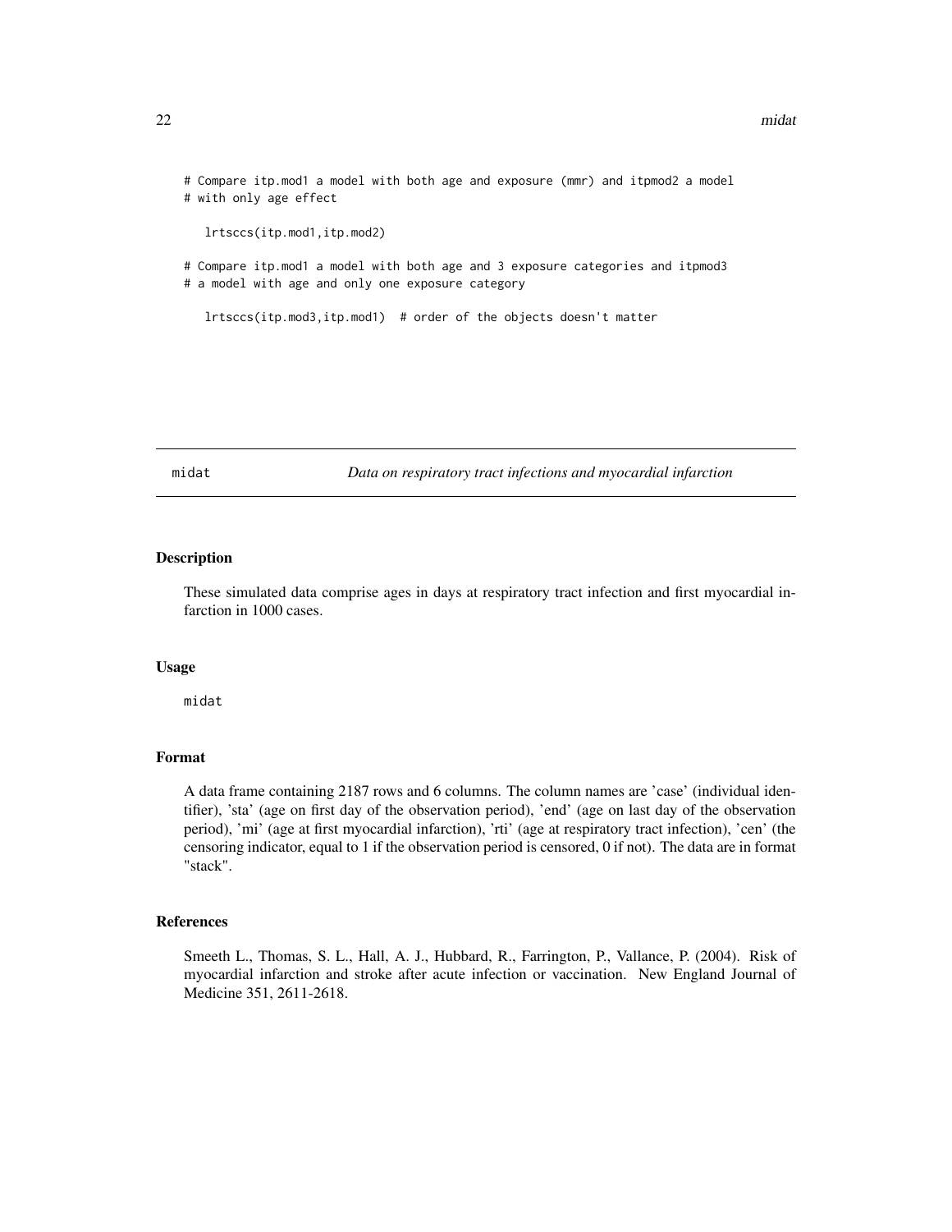```
# Compare itp.mod1 a model with both age and exposure (mmr) and itpmod2 a model
# with only age effect

   lrtsccs(itp.mod1,itp.mod2)

# Compare itp.mod1 a model with both age and 3 exposure categories and itpmod3
# a model with age and only one exposure category

   lrtsccs(itp.mod3,itp.mod1)  # order of the objects doesn't matter
```

---

midat *Data on respiratory tract infections and myocardial infarction*

---

## Description

These simulated data comprise ages in days at respiratory tract infection and first myocardial infarction in 1000 cases.

## Usage

```
midat
```

## Format

A data frame containing 2187 rows and 6 columns. The column names are 'case' (individual identifier), 'sta' (age on first day of the observation period), 'end' (age on last day of the observation period), 'mi' (age at first myocardial infarction), 'rti' (age at respiratory tract infection), 'cen' (the censoring indicator, equal to 1 if the observation period is censored, 0 if not). The data are in format "stack".

## References

Smeeth L., Thomas, S. L., Hall, A. J., Hubbard, R., Farrington, P., Vallance, P. (2004). Risk of myocardial infarction and stroke after acute infection or vaccination. New England Journal of Medicine 351, 2611-2618.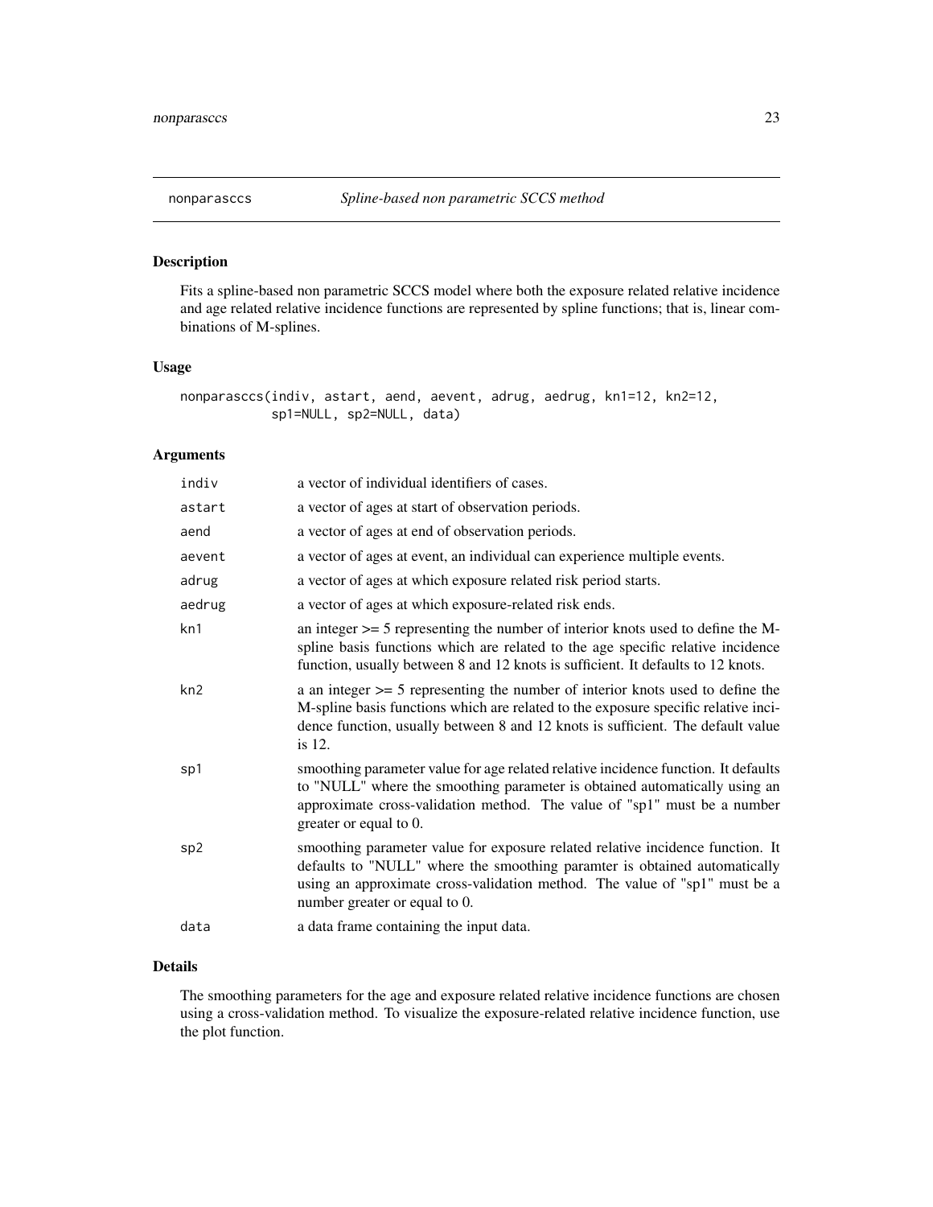# nonparasccs *Spline-based non parametric SCCS method*

## Description

Fits a spline-based non parametric SCCS model where both the exposure related relative incidence and age related relative incidence functions are represented by spline functions; that is, linear combinations of M-splines.

## Usage

```
nonparasccs(indiv, astart, aend, aevent, adrug, aedrug, kn1=12, kn2=12,
            sp1=NULL, sp2=NULL, data)
```

## Arguments

| | |
|---|---|
| indiv | a vector of individual identifiers of cases. |
| astart | a vector of ages at start of observation periods. |
| aend | a vector of ages at end of observation periods. |
| aevent | a vector of ages at event, an individual can experience multiple events. |
| adrug | a vector of ages at which exposure related risk period starts. |
| aedrug | a vector of ages at which exposure-related risk ends. |
| kn1 | an integer >= 5 representing the number of interior knots used to define the M-spline basis functions which are related to the age specific relative incidence function, usually between 8 and 12 knots is sufficient. It defaults to 12 knots. |
| kn2 | a an integer >= 5 representing the number of interior knots used to define the M-spline basis functions which are related to the exposure specific relative incidence function, usually between 8 and 12 knots is sufficient. The default value is 12. |
| sp1 | smoothing parameter value for age related relative incidence function. It defaults to "NULL" where the smoothing parameter is obtained automatically using an approximate cross-validation method. The value of "sp1" must be a number greater or equal to 0. |
| sp2 | smoothing parameter value for exposure related relative incidence function. It defaults to "NULL" where the smoothing paramter is obtained automatically using an approximate cross-validation method. The value of "sp1" must be a number greater or equal to 0. |
| data | a data frame containing the input data. |

## Details

The smoothing parameters for the age and exposure related relative incidence functions are chosen using a cross-validation method. To visualize the exposure-related relative incidence function, use the plot function.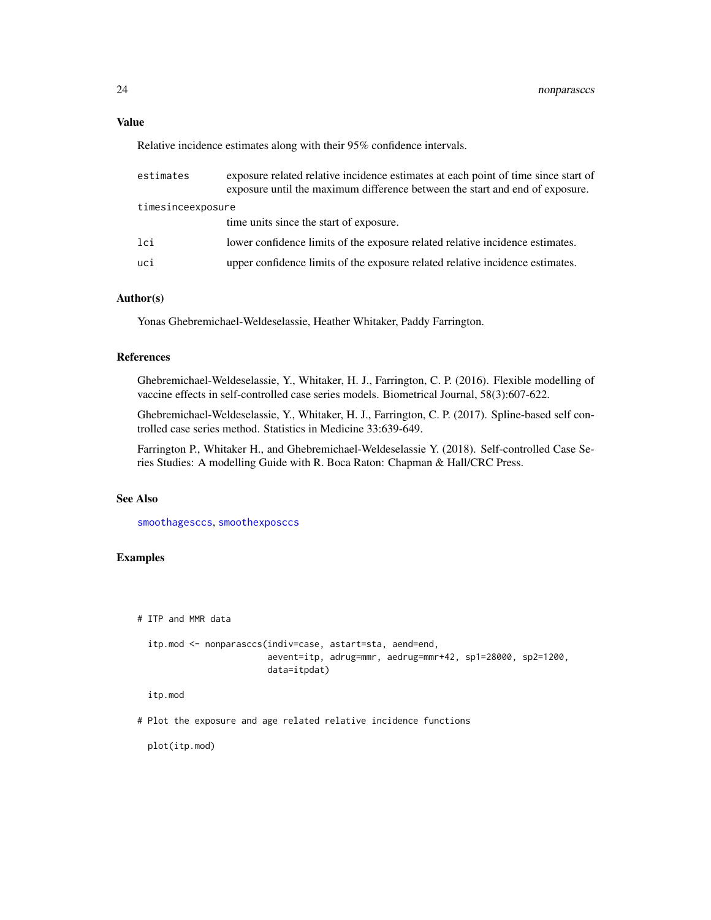## Value

Relative incidence estimates along with their 95% confidence intervals.

- `estimates` exposure related relative incidence estimates at each point of time since start of exposure until the maximum difference between the start and end of exposure.
- `timesinceexposure` time units since the start of exposure.
- `lci` lower confidence limits of the exposure related relative incidence estimates.
- `uci` upper confidence limits of the exposure related relative incidence estimates.

## Author(s)

Yonas Ghebremichael-Weldeselassie, Heather Whitaker, Paddy Farrington.

## References

Ghebremichael-Weldeselassie, Y., Whitaker, H. J., Farrington, C. P. (2016). Flexible modelling of vaccine effects in self-controlled case series models. Biometrical Journal, 58(3):607-622.

Ghebremichael-Weldeselassie, Y., Whitaker, H. J., Farrington, C. P. (2017). Spline-based self controlled case series method. Statistics in Medicine 33:639-649.

Farrington P., Whitaker H., and Ghebremichael-Weldeselassie Y. (2018). Self-controlled Case Series Studies: A modelling Guide with R. Boca Raton: Chapman & Hall/CRC Press.

## See Also

`smoothagesccs`, `smoothexposccs`

## Examples

```
# ITP and MMR data

  itp.mod <- nonparasccs(indiv=case, astart=sta, aend=end,
                        aevent=itp, adrug=mmr, aedrug=mmr+42, sp1=28000, sp2=1200,
                        data=itpdat)

  itp.mod

# Plot the exposure and age related relative incidence functions

  plot(itp.mod)
```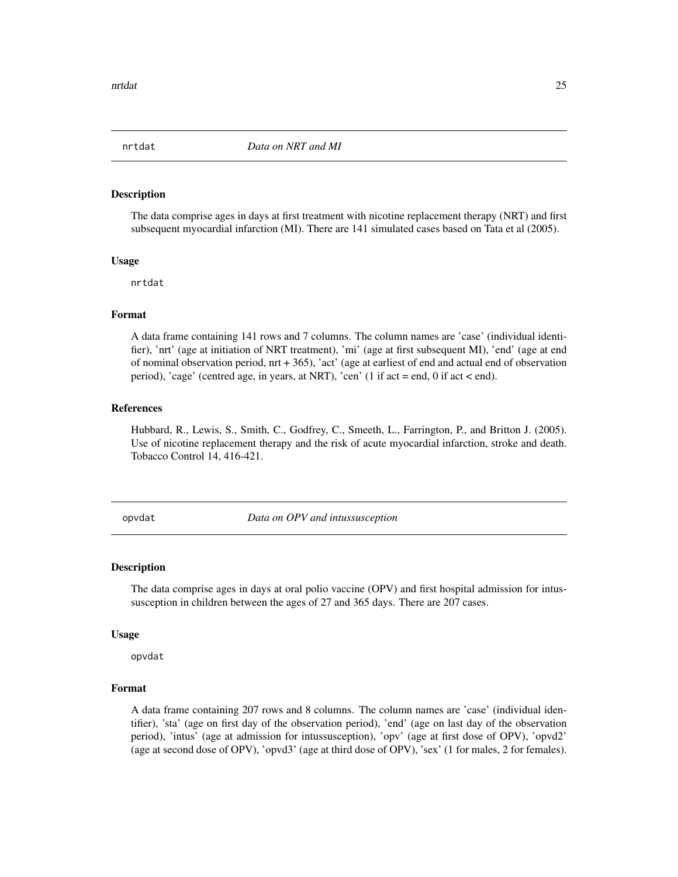## nrtdat *Data on NRT and MI*

### Description

The data comprise ages in days at first treatment with nicotine replacement therapy (NRT) and first subsequent myocardial infarction (MI). There are 141 simulated cases based on Tata et al (2005).

### Usage

```
nrtdat
```

### Format

A data frame containing 141 rows and 7 columns. The column names are 'case' (individual identifier), 'nrt' (age at initiation of NRT treatment), 'mi' (age at first subsequent MI), 'end' (age at end of nominal observation period, nrt + 365), 'act' (age at earliest of end and actual end of observation period), 'cage' (centred age, in years, at NRT), 'cen' (1 if act = end, 0 if act < end).

### References

Hubbard, R., Lewis, S., Smith, C., Godfrey, C., Smeeth, L., Farrington, P., and Britton J. (2005). Use of nicotine replacement therapy and the risk of acute myocardial infarction, stroke and death. Tobacco Control 14, 416-421.

## opvdat *Data on OPV and intussusception*

### Description

The data comprise ages in days at oral polio vaccine (OPV) and first hospital admission for intussusception in children between the ages of 27 and 365 days. There are 207 cases.

### Usage

```
opvdat
```

### Format

A data frame containing 207 rows and 8 columns. The column names are 'case' (individual identifier), 'sta' (age on first day of the observation period), 'end' (age on last day of the observation period), 'intus' (age at admission for intussusception), 'opv' (age at first dose of OPV), 'opvd2' (age at second dose of OPV), 'opvd3' (age at third dose of OPV), 'sex' (1 for males, 2 for females).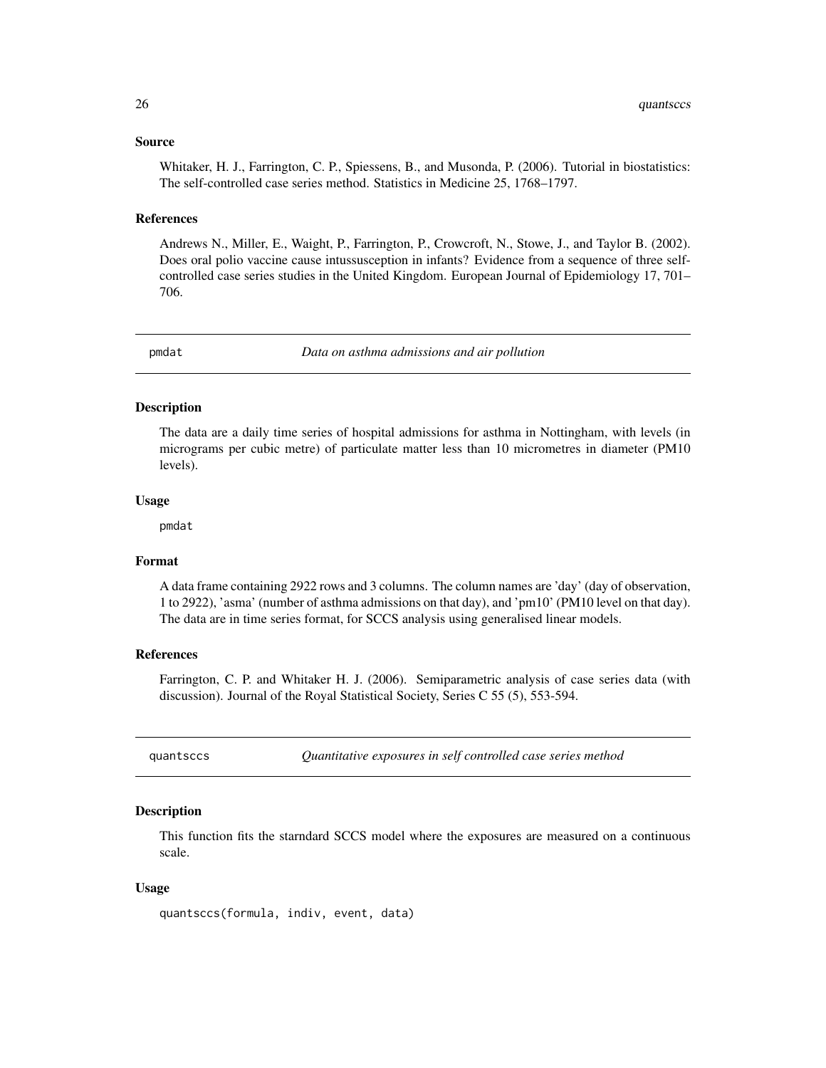### Source

Whitaker, H. J., Farrington, C. P., Spiessens, B., and Musonda, P. (2006). Tutorial in biostatistics: The self-controlled case series method. Statistics in Medicine 25, 1768–1797.

### References

Andrews N., Miller, E., Waight, P., Farrington, P., Crowcroft, N., Stowe, J., and Taylor B. (2002). Does oral polio vaccine cause intussusception in infants? Evidence from a sequence of three self-controlled case series studies in the United Kingdom. European Journal of Epidemiology 17, 701–706.

---

## pmdat — *Data on asthma admissions and air pollution*

### Description

The data are a daily time series of hospital admissions for asthma in Nottingham, with levels (in micrograms per cubic metre) of particulate matter less than 10 micrometres in diameter (PM10 levels).

### Usage

```
pmdat
```

### Format

A data frame containing 2922 rows and 3 columns. The column names are 'day' (day of observation, 1 to 2922), 'asma' (number of asthma admissions on that day), and 'pm10' (PM10 level on that day). The data are in time series format, for SCCS analysis using generalised linear models.

### References

Farrington, C. P. and Whitaker H. J. (2006). Semiparametric analysis of case series data (with discussion). Journal of the Royal Statistical Society, Series C 55 (5), 553-594.

---

## quantsccs — *Quantitative exposures in self controlled case series method*

### Description

This function fits the starndard SCCS model where the exposures are measured on a continuous scale.

### Usage

```
quantsccs(formula, indiv, event, data)
```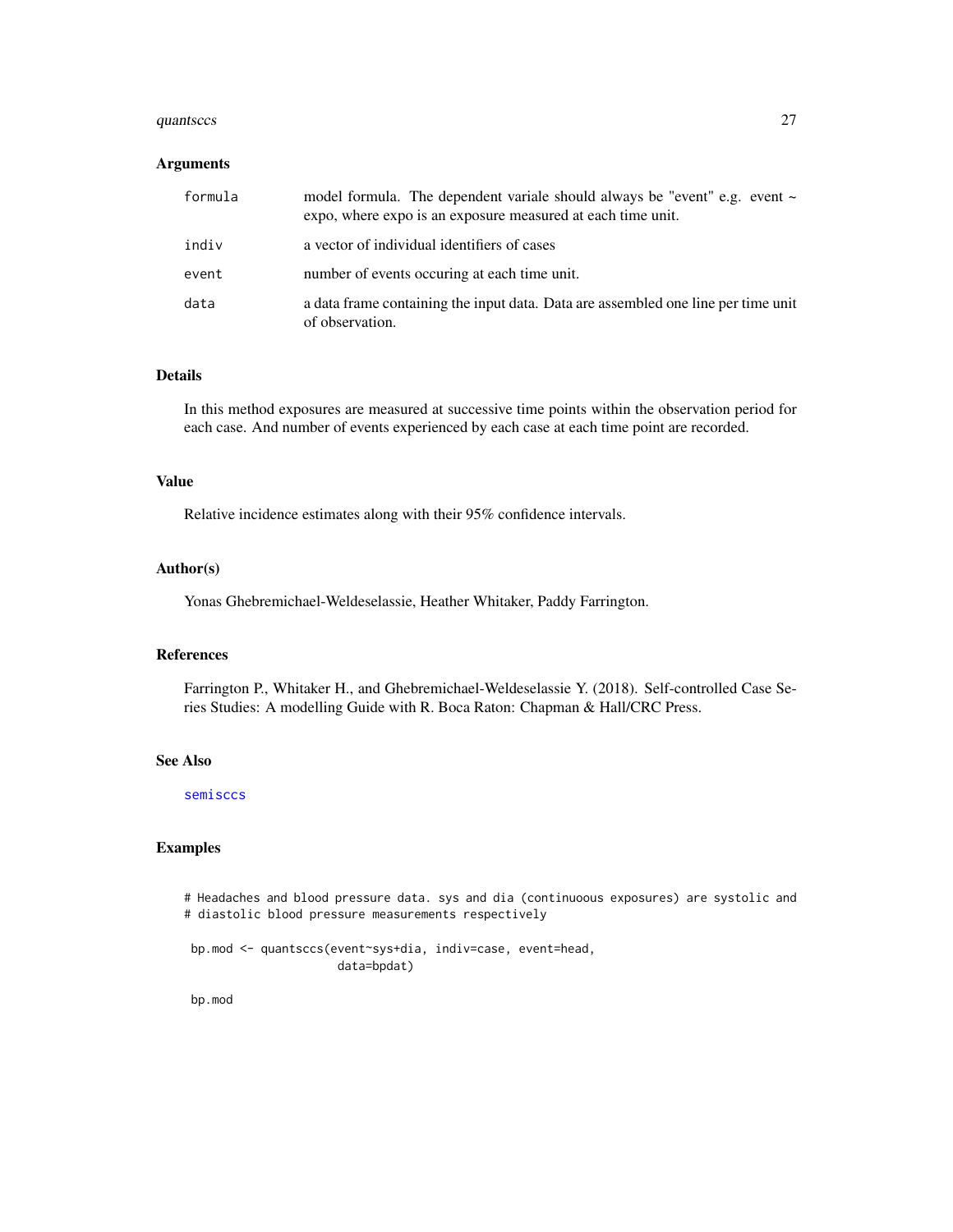## Arguments

| | |
|---|---|
| formula | model formula. The dependent variale should always be "event" e.g. event ~ expo, where expo is an exposure measured at each time unit. |
| indiv | a vector of individual identifiers of cases |
| event | number of events occuring at each time unit. |
| data | a data frame containing the input data. Data are assembled one line per time unit of observation. |

## Details

In this method exposures are measured at successive time points within the observation period for each case. And number of events experienced by each case at each time point are recorded.

## Value

Relative incidence estimates along with their 95% confidence intervals.

## Author(s)

Yonas Ghebremichael-Weldeselassie, Heather Whitaker, Paddy Farrington.

## References

Farrington P., Whitaker H., and Ghebremichael-Weldeselassie Y. (2018). Self-controlled Case Series Studies: A modelling Guide with R. Boca Raton: Chapman & Hall/CRC Press.

## See Also

semisccs

## Examples

```
# Headaches and blood pressure data. sys and dia (continuoous exposures) are systolic and
# diastolic blood pressure measurements respectively

 bp.mod <- quantsccs(event~sys+dia, indiv=case, event=head,
                     data=bpdat)

 bp.mod
```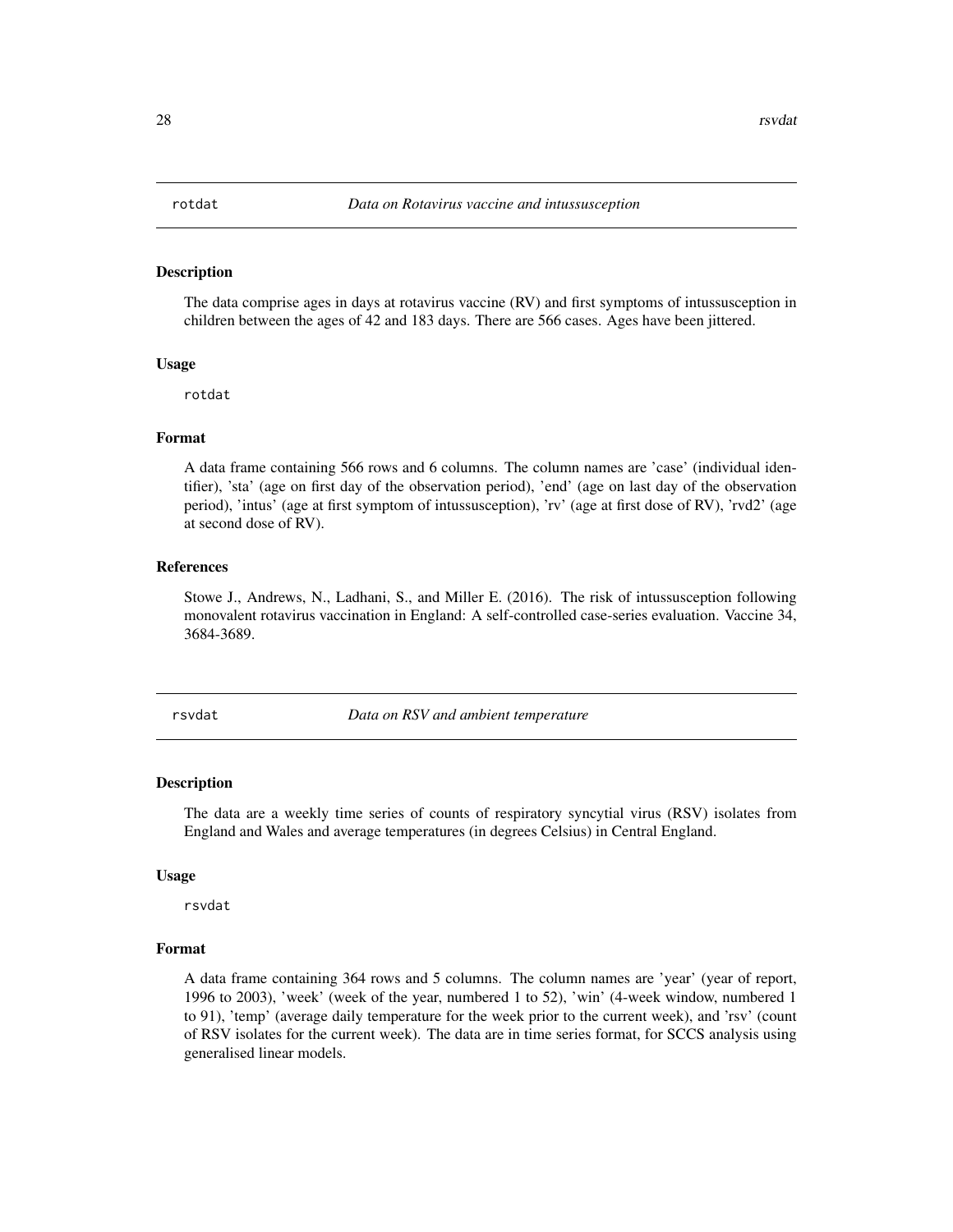## rotdat — *Data on Rotavirus vaccine and intussusception*

### Description

The data comprise ages in days at rotavirus vaccine (RV) and first symptoms of intussusception in children between the ages of 42 and 183 days. There are 566 cases. Ages have been jittered.

### Usage

```
rotdat
```

### Format

A data frame containing 566 rows and 6 columns. The column names are 'case' (individual identifier), 'sta' (age on first day of the observation period), 'end' (age on last day of the observation period), 'intus' (age at first symptom of intussusception), 'rv' (age at first dose of RV), 'rvd2' (age at second dose of RV).

### References

Stowe J., Andrews, N., Ladhani, S., and Miller E. (2016). The risk of intussusception following monovalent rotavirus vaccination in England: A self-controlled case-series evaluation. Vaccine 34, 3684-3689.

## rsvdat — *Data on RSV and ambient temperature*

### Description

The data are a weekly time series of counts of respiratory syncytial virus (RSV) isolates from England and Wales and average temperatures (in degrees Celsius) in Central England.

### Usage

```
rsvdat
```

### Format

A data frame containing 364 rows and 5 columns. The column names are 'year' (year of report, 1996 to 2003), 'week' (week of the year, numbered 1 to 52), 'win' (4-week window, numbered 1 to 91), 'temp' (average daily temperature for the week prior to the current week), and 'rsv' (count of RSV isolates for the current week). The data are in time series format, for SCCS analysis using generalised linear models.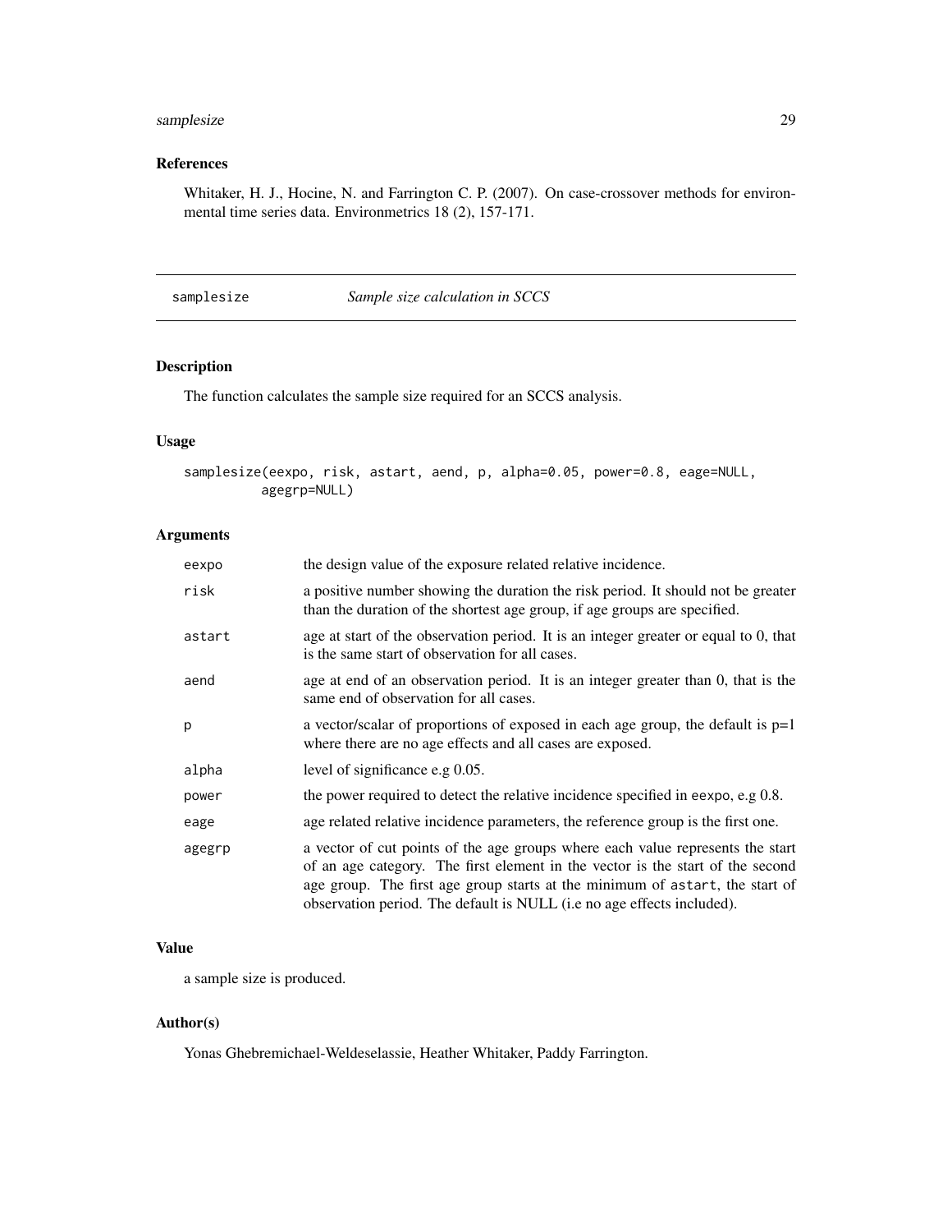### References

Whitaker, H. J., Hocine, N. and Farrington C. P. (2007). On case-crossover methods for environmental time series data. Environmetrics 18 (2), 157-171.

---

## samplesize — *Sample size calculation in SCCS*

---

### Description

The function calculates the sample size required for an SCCS analysis.

### Usage

```
samplesize(eexpo, risk, astart, aend, p, alpha=0.05, power=0.8, eage=NULL,
         agegrp=NULL)
```

### Arguments

| | |
|---|---|
| eexpo | the design value of the exposure related relative incidence. |
| risk | a positive number showing the duration the risk period. It should not be greater than the duration of the shortest age group, if age groups are specified. |
| astart | age at start of the observation period. It is an integer greater or equal to 0, that is the same start of observation for all cases. |
| aend | age at end of an observation period. It is an integer greater than 0, that is the same end of observation for all cases. |
| p | a vector/scalar of proportions of exposed in each age group, the default is p=1 where there are no age effects and all cases are exposed. |
| alpha | level of significance e.g 0.05. |
| power | the power required to detect the relative incidence specified in eexpo, e.g 0.8. |
| eage | age related relative incidence parameters, the reference group is the first one. |
| agegrp | a vector of cut points of the age groups where each value represents the start of an age category. The first element in the vector is the start of the second age group. The first age group starts at the minimum of astart, the start of observation period. The default is NULL (i.e no age effects included). |

### Value

a sample size is produced.

### Author(s)

Yonas Ghebremichael-Weldeselassie, Heather Whitaker, Paddy Farrington.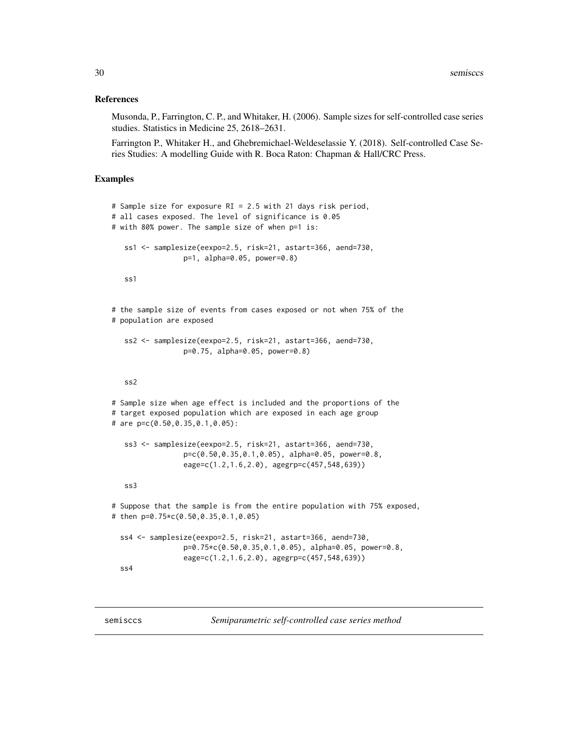## References

Musonda, P., Farrington, C. P., and Whitaker, H. (2006). Sample sizes for self-controlled case series studies. Statistics in Medicine 25, 2618–2631.

Farrington P., Whitaker H., and Ghebremichael-Weldeselassie Y. (2018). Self-controlled Case Series Studies: A modelling Guide with R. Boca Raton: Chapman & Hall/CRC Press.

## Examples

```
# Sample size for exposure RI = 2.5 with 21 days risk period,
# all cases exposed. The level of significance is 0.05
# with 80% power. The sample size of when p=1 is:

   ss1 <- samplesize(eexpo=2.5, risk=21, astart=366, aend=730,
                p=1, alpha=0.05, power=0.8)

   ss1


# the sample size of events from cases exposed or not when 75% of the
# population are exposed

   ss2 <- samplesize(eexpo=2.5, risk=21, astart=366, aend=730,
                p=0.75, alpha=0.05, power=0.8)


   ss2

# Sample size when age effect is included and the proportions of the
# target exposed population which are exposed in each age group
# are p=c(0.50,0.35,0.1,0.05):

   ss3 <- samplesize(eexpo=2.5, risk=21, astart=366, aend=730,
                p=c(0.50,0.35,0.1,0.05), alpha=0.05, power=0.8,
                eage=c(1.2,1.6,2.0), agegrp=c(457,548,639))

   ss3

# Suppose that the sample is from the entire population with 75% exposed,
# then p=0.75*c(0.50,0.35,0.1,0.05)

  ss4 <- samplesize(eexpo=2.5, risk=21, astart=366, aend=730,
                p=0.75*c(0.50,0.35,0.1,0.05), alpha=0.05, power=0.8,
                eage=c(1.2,1.6,2.0), agegrp=c(457,548,639))
  ss4
```

---

# semisccs — *Semiparametric self-controlled case series method*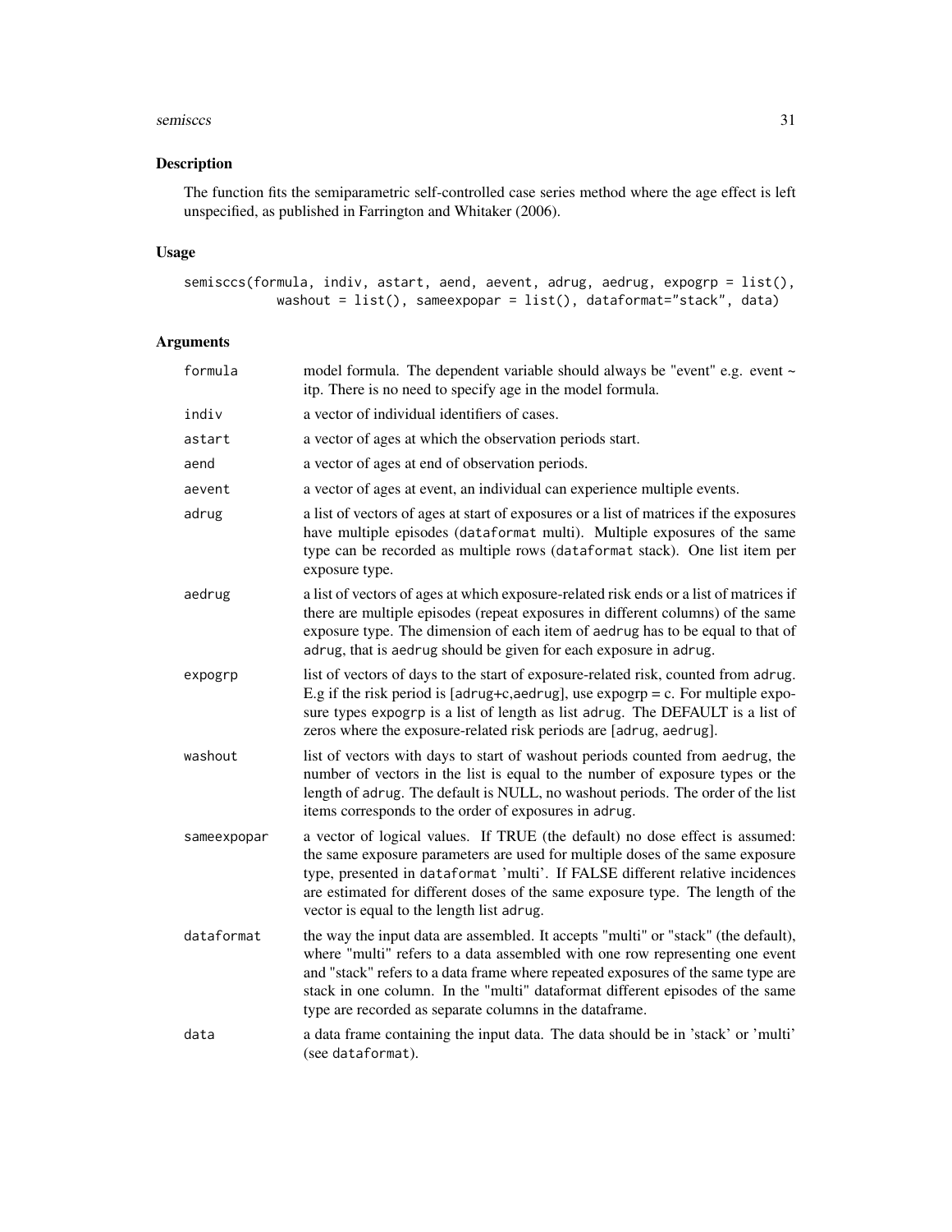## Description

The function fits the semiparametric self-controlled case series method where the age effect is left unspecified, as published in Farrington and Whitaker (2006).

## Usage

```
semisccs(formula, indiv, astart, aend, aevent, adrug, aedrug, expogrp = list(),
          washout = list(), sameexpopar = list(), dataformat="stack", data)
```

## Arguments

| | |
|---|---|
| `formula` | model formula. The dependent variable should always be "event" e.g. event ~ itp. There is no need to specify age in the model formula. |
| `indiv` | a vector of individual identifiers of cases. |
| `astart` | a vector of ages at which the observation periods start. |
| `aend` | a vector of ages at end of observation periods. |
| `aevent` | a vector of ages at event, an individual can experience multiple events. |
| `adrug` | a list of vectors of ages at start of exposures or a list of matrices if the exposures have multiple episodes (`dataformat` multi). Multiple exposures of the same type can be recorded as multiple rows (`dataformat` stack). One list item per exposure type. |
| `aedrug` | a list of vectors of ages at which exposure-related risk ends or a list of matrices if there are multiple episodes (repeat exposures in different columns) of the same exposure type. The dimension of each item of `aedrug` has to be equal to that of `adrug`, that is `aedrug` should be given for each exposure in `adrug`. |
| `expogrp` | list of vectors of days to the start of exposure-related risk, counted from `adrug`. E.g if the risk period is [adrug+c,aedrug], use expogrp = c. For multiple exposure types `expogrp` is a list of length as list `adrug`. The DEFAULT is a list of zeros where the exposure-related risk periods are [adrug, aedrug]. |
| `washout` | list of vectors with days to start of washout periods counted from `aedrug`, the number of vectors in the list is equal to the number of exposure types or the length of `adrug`. The default is NULL, no washout periods. The order of the list items corresponds to the order of exposures in `adrug`. |
| `sameexpopar` | a vector of logical values. If TRUE (the default) no dose effect is assumed: the same exposure parameters are used for multiple doses of the same exposure type, presented in `dataformat` 'multi'. If FALSE different relative incidences are estimated for different doses of the same exposure type. The length of the vector is equal to the length list `adrug`. |
| `dataformat` | the way the input data are assembled. It accepts "multi" or "stack" (the default), where "multi" refers to a data assembled with one row representing one event and "stack" refers to a data frame where repeated exposures of the same type are stack in one column. In the "multi" dataformat different episodes of the same type are recorded as separate columns in the dataframe. |
| `data` | a data frame containing the input data. The data should be in 'stack' or 'multi' (see `dataformat`). |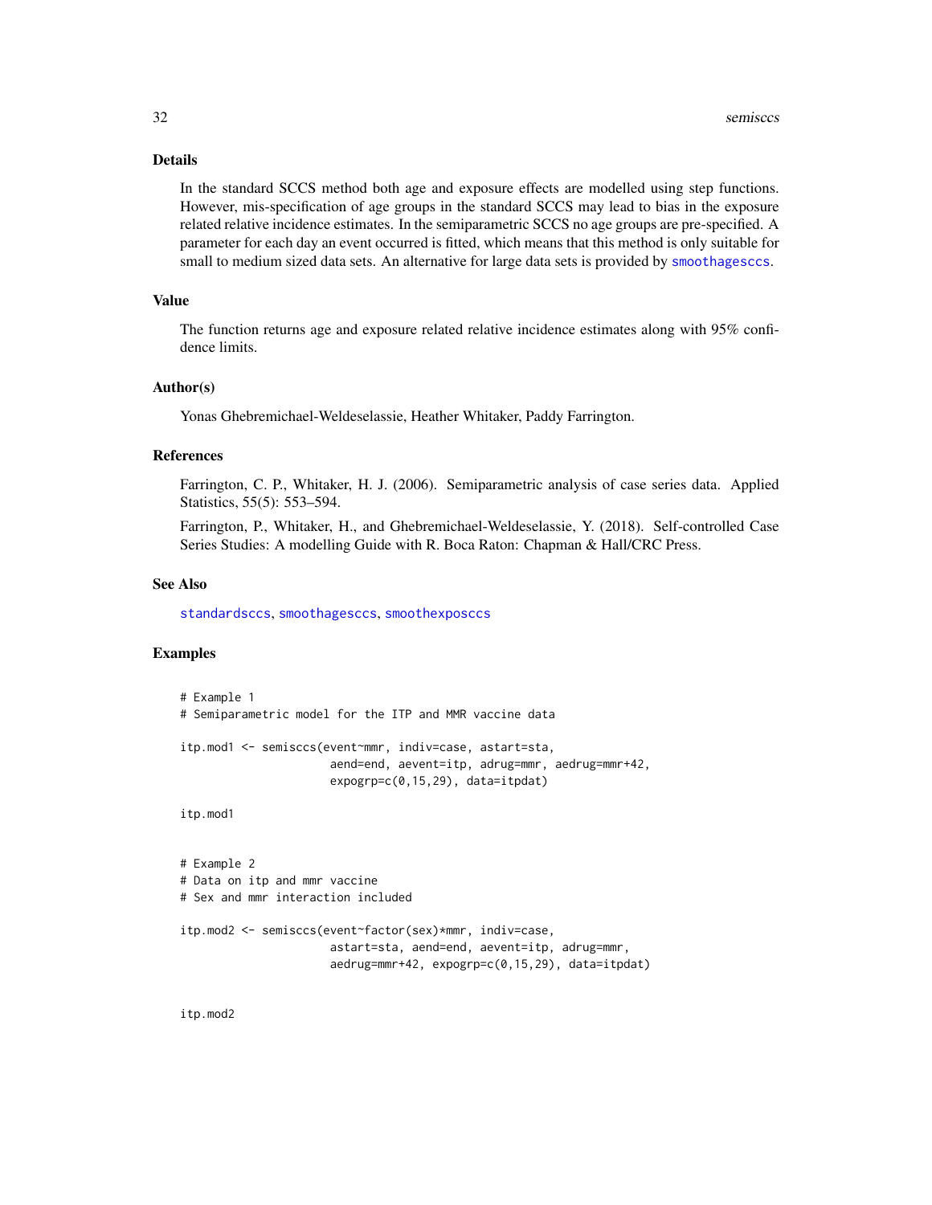## Details

In the standard SCCS method both age and exposure effects are modelled using step functions. However, mis-specification of age groups in the standard SCCS may lead to bias in the exposure related relative incidence estimates. In the semiparametric SCCS no age groups are pre-specified. A parameter for each day an event occurred is fitted, which means that this method is only suitable for small to medium sized data sets. An alternative for large data sets is provided by smoothagesccs.

## Value

The function returns age and exposure related relative incidence estimates along with 95% confidence limits.

## Author(s)

Yonas Ghebremichael-Weldeselassie, Heather Whitaker, Paddy Farrington.

## References

Farrington, C. P., Whitaker, H. J. (2006). Semiparametric analysis of case series data. Applied Statistics, 55(5): 553–594.

Farrington, P., Whitaker, H., and Ghebremichael-Weldeselassie, Y. (2018). Self-controlled Case Series Studies: A modelling Guide with R. Boca Raton: Chapman & Hall/CRC Press.

## See Also

standardsccs, smoothagesccs, smoothexposccs

## Examples

```
# Example 1
# Semiparametric model for the ITP and MMR vaccine data

itp.mod1 <- semisccs(event~mmr, indiv=case, astart=sta,
                     aend=end, aevent=itp, adrug=mmr, aedrug=mmr+42,
                     expogrp=c(0,15,29), data=itpdat)

itp.mod1


# Example 2
# Data on itp and mmr vaccine
# Sex and mmr interaction included

itp.mod2 <- semisccs(event~factor(sex)*mmr, indiv=case,
                     astart=sta, aend=end, aevent=itp, adrug=mmr,
                     aedrug=mmr+42, expogrp=c(0,15,29), data=itpdat)


itp.mod2
```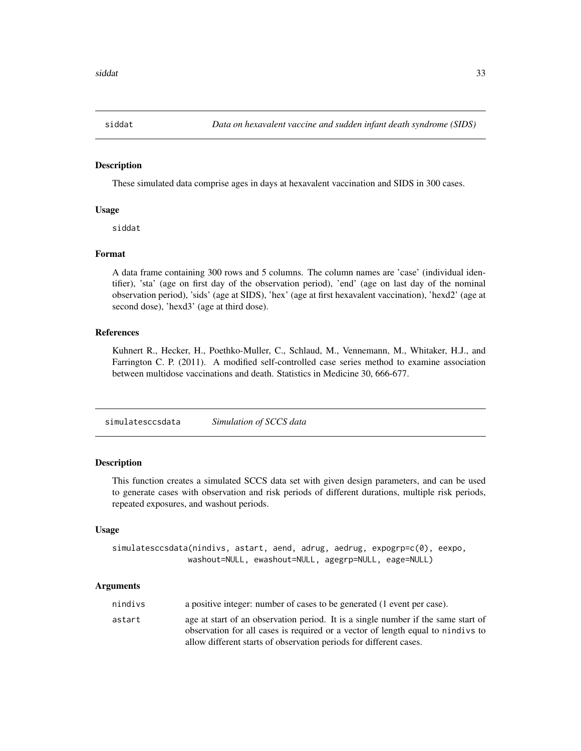## siddat — *Data on hexavalent vaccine and sudden infant death syndrome (SIDS)*

### Description

These simulated data comprise ages in days at hexavalent vaccination and SIDS in 300 cases.

### Usage

```
siddat
```

### Format

A data frame containing 300 rows and 5 columns. The column names are 'case' (individual identifier), 'sta' (age on first day of the observation period), 'end' (age on last day of the nominal observation period), 'sids' (age at SIDS), 'hex' (age at first hexavalent vaccination), 'hexd2' (age at second dose), 'hexd3' (age at third dose).

### References

Kuhnert R., Hecker, H., Poethko-Muller, C., Schlaud, M., Vennemann, M., Whitaker, H.J., and Farrington C. P. (2011). A modified self-controlled case series method to examine association between multidose vaccinations and death. Statistics in Medicine 30, 666-677.

## simulatesccsdata — *Simulation of SCCS data*

### Description

This function creates a simulated SCCS data set with given design parameters, and can be used to generate cases with observation and risk periods of different durations, multiple risk periods, repeated exposures, and washout periods.

### Usage

```
simulatesccsdata(nindivs, astart, aend, adrug, aedrug, expogrp=c(0), eexpo,
                 washout=NULL, ewashout=NULL, agegrp=NULL, eage=NULL)
```

### Arguments

| | |
|---|---|
| `nindivs` | a positive integer: number of cases to be generated (1 event per case). |
| `astart` | age at start of an observation period. It is a single number if the same start of observation for all cases is required or a vector of length equal to `nindivs` to allow different starts of observation periods for different cases. |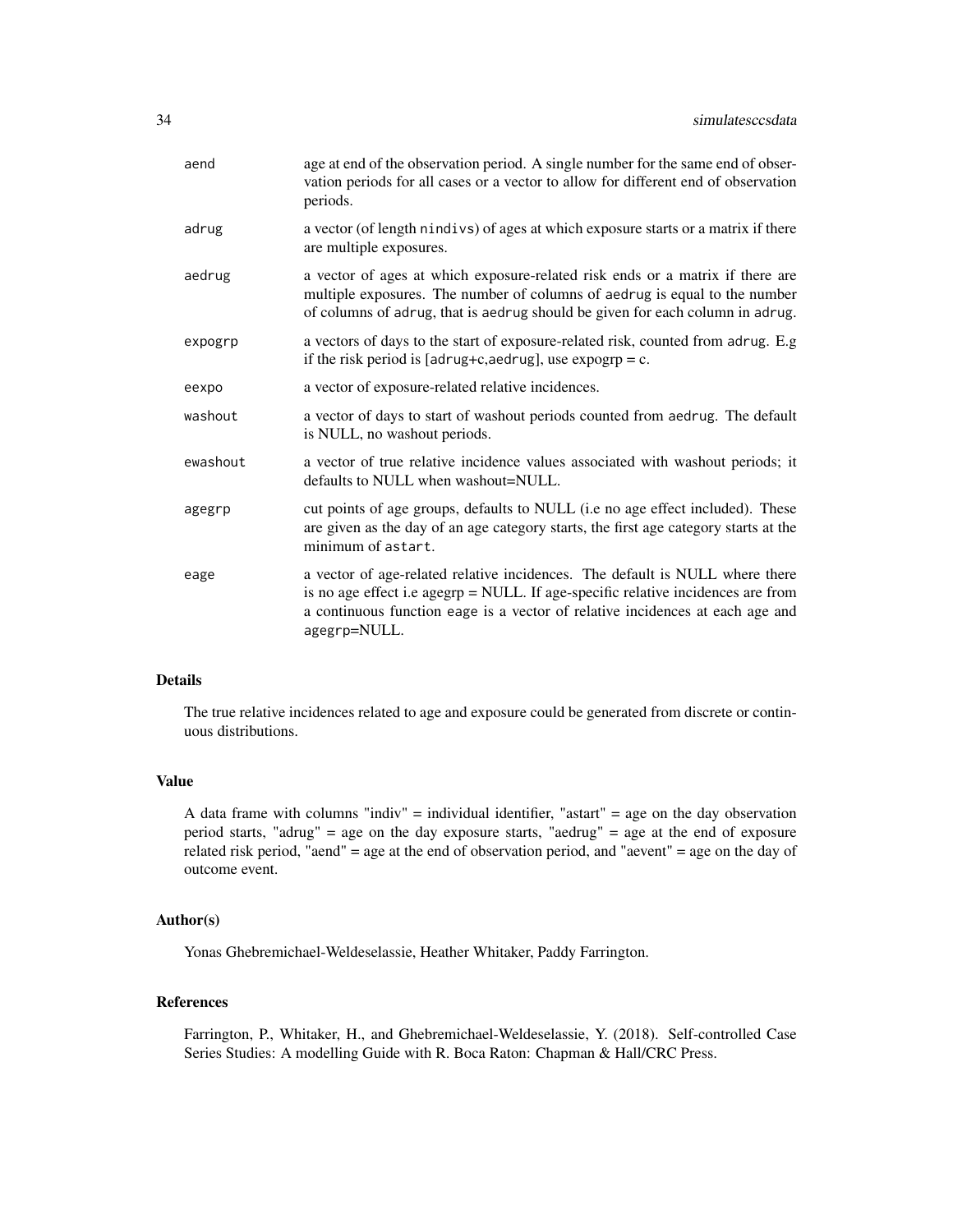| | |
|---|---|
| aend | age at end of the observation period. A single number for the same end of observation periods for all cases or a vector to allow for different end of observation periods. |
| adrug | a vector (of length `nindivs`) of ages at which exposure starts or a matrix if there are multiple exposures. |
| aedrug | a vector of ages at which exposure-related risk ends or a matrix if there are multiple exposures. The number of columns of `aedrug` is equal to the number of columns of `adrug`, that is `aedrug` should be given for each column in `adrug`. |
| expogrp | a vectors of days to the start of exposure-related risk, counted from `adrug`. E.g if the risk period is [adrug+c,aedrug], use expogrp = c. |
| eexpo | a vector of exposure-related relative incidences. |
| washout | a vector of days to start of washout periods counted from `aedrug`. The default is NULL, no washout periods. |
| ewashout | a vector of true relative incidence values associated with washout periods; it defaults to NULL when washout=NULL. |
| agegrp | cut points of age groups, defaults to NULL (i.e no age effect included). These are given as the day of an age category starts, the first age category starts at the minimum of `astart`. |
| eage | a vector of age-related relative incidences. The default is NULL where there is no age effect i.e agegrp = NULL. If age-specific relative incidences are from a continuous function `eage` is a vector of relative incidences at each age and `agegrp=NULL`. |

### Details

The true relative incidences related to age and exposure could be generated from discrete or continuous distributions.

### Value

A data frame with columns "indiv" = individual identifier, "astart" = age on the day observation period starts, "adrug" = age on the day exposure starts, "aedrug" = age at the end of exposure related risk period, "aend" = age at the end of observation period, and "aevent" = age on the day of outcome event.

### Author(s)

Yonas Ghebremichael-Weldeselassie, Heather Whitaker, Paddy Farrington.

### References

Farrington, P., Whitaker, H., and Ghebremichael-Weldeselassie, Y. (2018). Self-controlled Case Series Studies: A modelling Guide with R. Boca Raton: Chapman & Hall/CRC Press.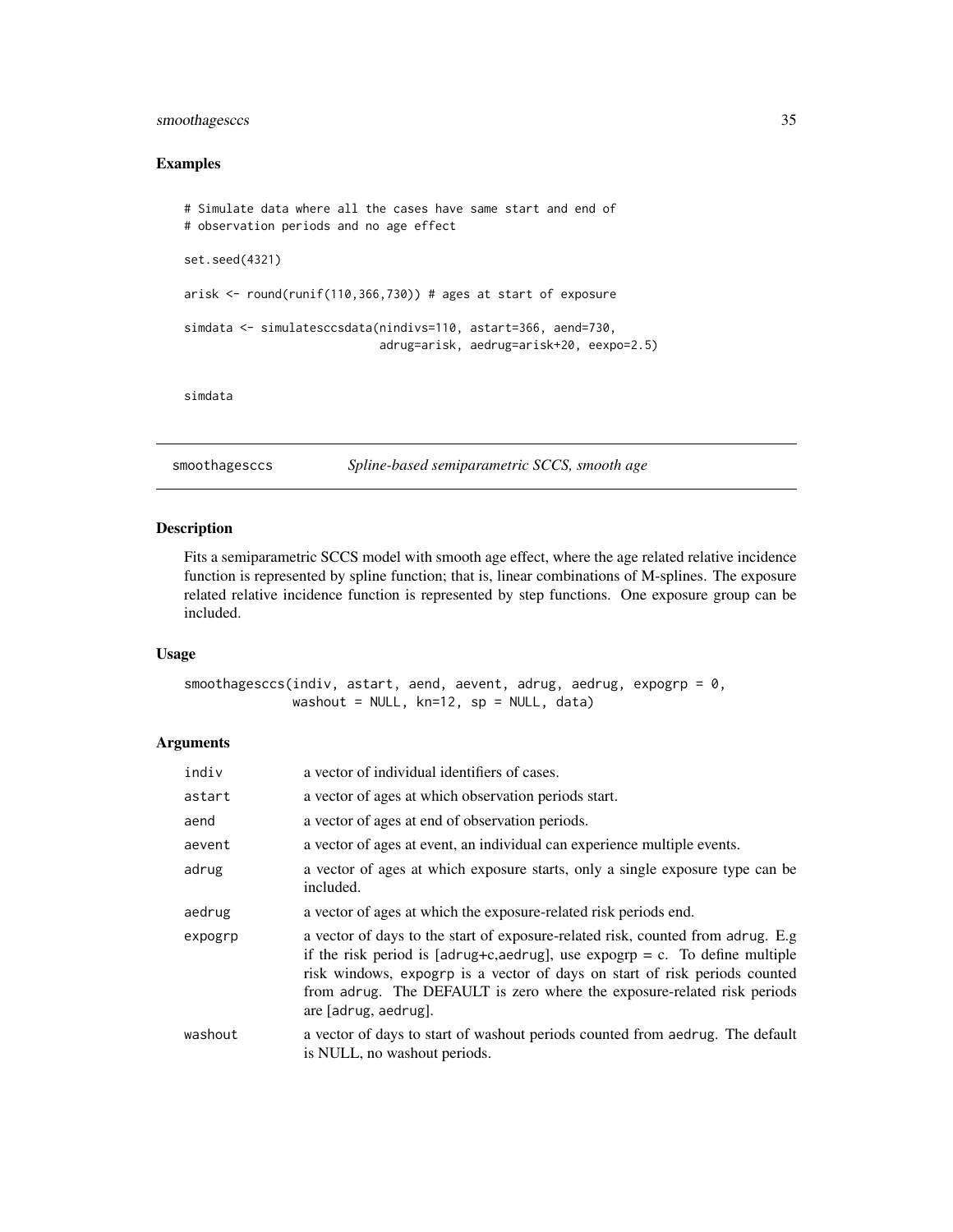### Examples

```
# Simulate data where all the cases have same start and end of
# observation periods and no age effect

set.seed(4321)

arisk <- round(runif(110,366,730)) # ages at start of exposure

simdata <- simulatesccsdata(nindivs=110, astart=366, aend=730,
                            adrug=arisk, aedrug=arisk+20, eexpo=2.5)


simdata
```

---

## smoothagesccs — *Spline-based semiparametric SCCS, smooth age*

### Description

Fits a semiparametric SCCS model with smooth age effect, where the age related relative incidence function is represented by spline function; that is, linear combinations of M-splines. The exposure related relative incidence function is represented by step functions. One exposure group can be included.

### Usage

```
smoothagesccs(indiv, astart, aend, aevent, adrug, aedrug, expogrp = 0,
             washout = NULL, kn=12, sp = NULL, data)
```

### Arguments

| | |
|---|---|
| indiv | a vector of individual identifiers of cases. |
| astart | a vector of ages at which observation periods start. |
| aend | a vector of ages at end of observation periods. |
| aevent | a vector of ages at event, an individual can experience multiple events. |
| adrug | a vector of ages at which exposure starts, only a single exposure type can be included. |
| aedrug | a vector of ages at which the exposure-related risk periods end. |
| expogrp | a vector of days to the start of exposure-related risk, counted from adrug. E.g if the risk period is [adrug+c,aedrug], use expogrp = c. To define multiple risk windows, expogrp is a vector of days on start of risk periods counted from adrug. The DEFAULT is zero where the exposure-related risk periods are [adrug, aedrug]. |
| washout | a vector of days to start of washout periods counted from aedrug. The default is NULL, no washout periods. |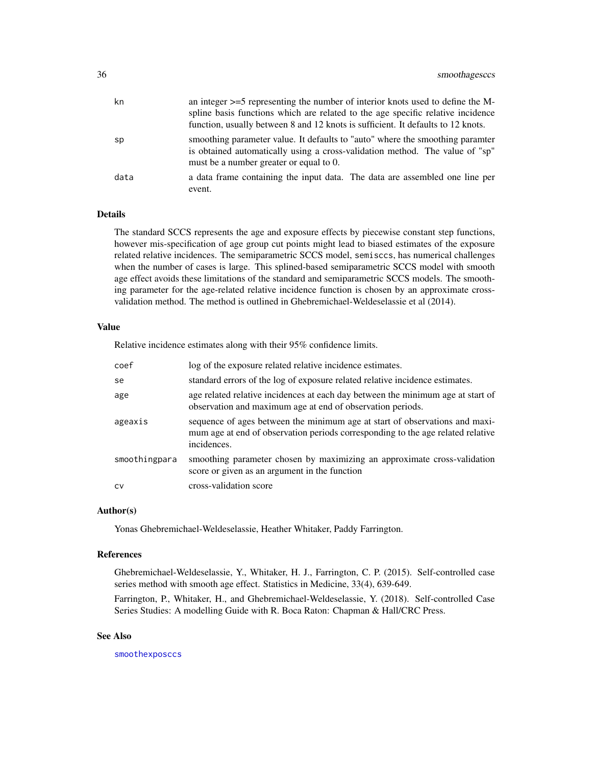| | |
|---|---|
| kn | an integer >=5 representing the number of interior knots used to define the M-spline basis functions which are related to the age specific relative incidence function, usually between 8 and 12 knots is sufficient. It defaults to 12 knots. |
| sp | smoothing parameter value. It defaults to "auto" where the smoothing paramter is obtained automatically using a cross-validation method. The value of "sp" must be a number greater or equal to 0. |
| data | a data frame containing the input data. The data are assembled one line per event. |

### Details

The standard SCCS represents the age and exposure effects by piecewise constant step functions, however mis-specification of age group cut points might lead to biased estimates of the exposure related relative incidences. The semiparametric SCCS model, `semisccs`, has numerical challenges when the number of cases is large. This splined-based semiparametric SCCS model with smooth age effect avoids these limitations of the standard and semiparametric SCCS models. The smoothing parameter for the age-related relative incidence function is chosen by an approximate cross-validation method. The method is outlined in Ghebremichael-Weldeselassie et al (2014).

### Value

Relative incidence estimates along with their 95% confidence limits.

| | |
|---|---|
| coef | log of the exposure related relative incidence estimates. |
| se | standard errors of the log of exposure related relative incidence estimates. |
| age | age related relative incidences at each day between the minimum age at start of observation and maximum age at end of observation periods. |
| ageaxis | sequence of ages between the minimum age at start of observations and maximum age at end of observation periods corresponding to the age related relative incidences. |
| smoothingpara | smoothing parameter chosen by maximizing an approximate cross-validation score or given as an argument in the function |
| cv | cross-validation score |

### Author(s)

Yonas Ghebremichael-Weldeselassie, Heather Whitaker, Paddy Farrington.

### References

Ghebremichael-Weldeselassie, Y., Whitaker, H. J., Farrington, C. P. (2015). Self-controlled case series method with smooth age effect. Statistics in Medicine, 33(4), 639-649.

Farrington, P., Whitaker, H., and Ghebremichael-Weldeselassie, Y. (2018). Self-controlled Case Series Studies: A modelling Guide with R. Boca Raton: Chapman & Hall/CRC Press.

### See Also

`smoothexposccs`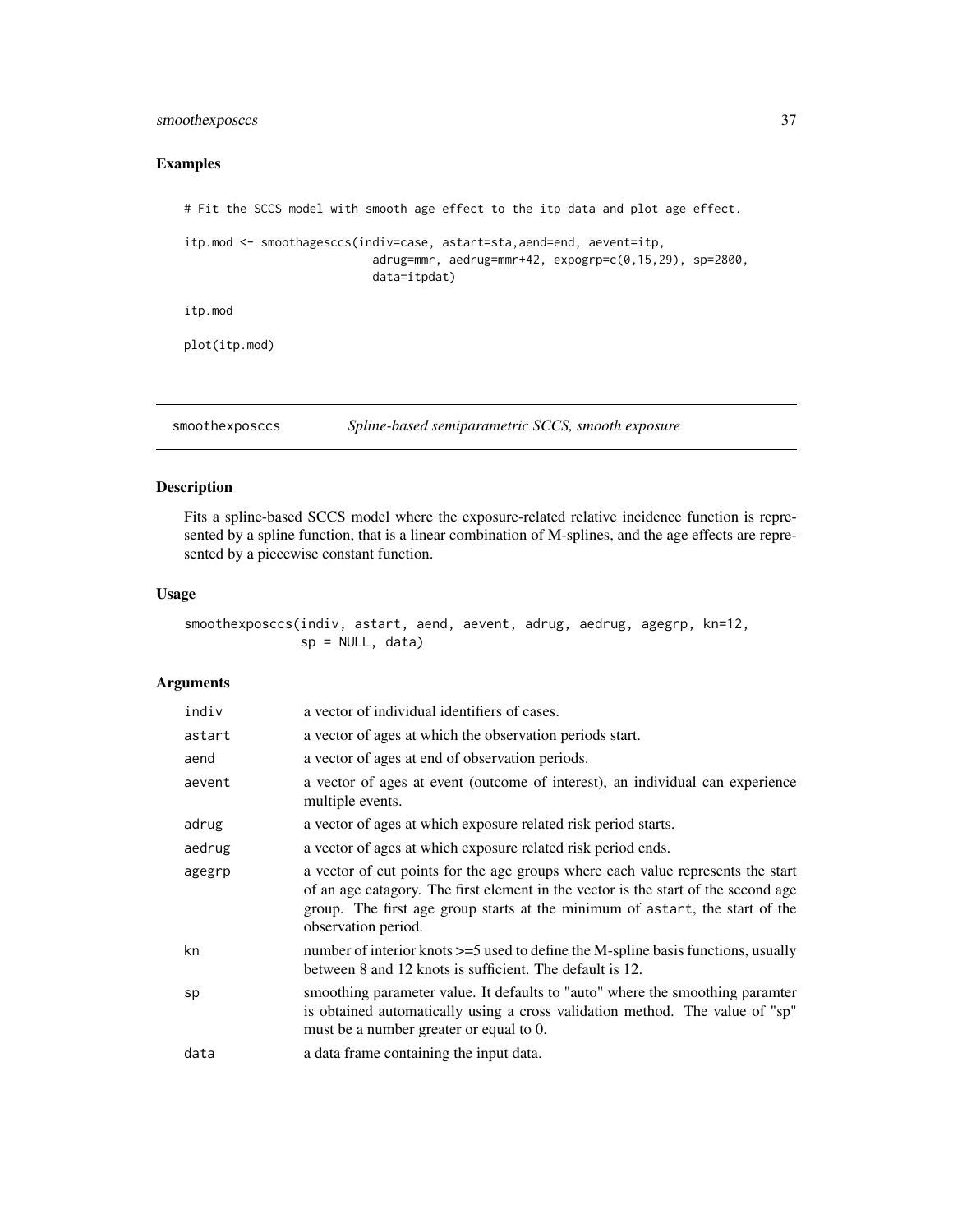## Examples

```
# Fit the SCCS model with smooth age effect to the itp data and plot age effect.

itp.mod <- smoothagesccs(indiv=case, astart=sta,aend=end, aevent=itp,
                          adrug=mmr, aedrug=mmr+42, expogrp=c(0,15,29), sp=2800,
                          data=itpdat)

itp.mod

plot(itp.mod)
```

---

# smoothexposccs *Spline-based semiparametric SCCS, smooth exposure*

## Description

Fits a spline-based SCCS model where the exposure-related relative incidence function is represented by a spline function, that is a linear combination of M-splines, and the age effects are represented by a piecewise constant function.

## Usage

```
smoothexposccs(indiv, astart, aend, aevent, adrug, aedrug, agegrp, kn=12,
               sp = NULL, data)
```

## Arguments

| | |
|---|---|
| indiv | a vector of individual identifiers of cases. |
| astart | a vector of ages at which the observation periods start. |
| aend | a vector of ages at end of observation periods. |
| aevent | a vector of ages at event (outcome of interest), an individual can experience multiple events. |
| adrug | a vector of ages at which exposure related risk period starts. |
| aedrug | a vector of ages at which exposure related risk period ends. |
| agegrp | a vector of cut points for the age groups where each value represents the start of an age catagory. The first element in the vector is the start of the second age group. The first age group starts at the minimum of astart, the start of the observation period. |
| kn | number of interior knots >=5 used to define the M-spline basis functions, usually between 8 and 12 knots is sufficient. The default is 12. |
| sp | smoothing parameter value. It defaults to "auto" where the smoothing paramter is obtained automatically using a cross validation method. The value of "sp" must be a number greater or equal to 0. |
| data | a data frame containing the input data. |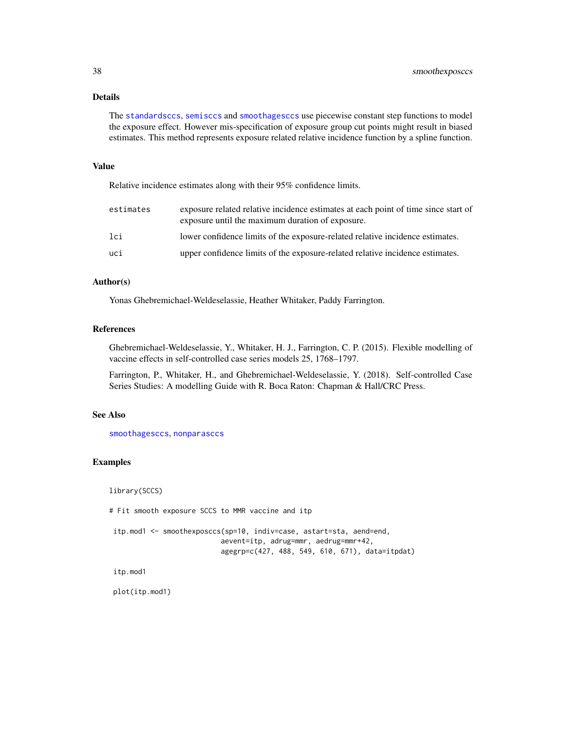### Details

The standardsccs, semisccs and smoothagesccs use piecewise constant step functions to model the exposure effect. However mis-specification of exposure group cut points might result in biased estimates. This method represents exposure related relative incidence function by a spline function.

### Value

Relative incidence estimates along with their 95% confidence limits.

| | |
|---|---|
| estimates | exposure related relative incidence estimates at each point of time since start of exposure until the maximum duration of exposure. |
| lci | lower confidence limits of the exposure-related relative incidence estimates. |
| uci | upper confidence limits of the exposure-related relative incidence estimates. |

### Author(s)

Yonas Ghebremichael-Weldeselassie, Heather Whitaker, Paddy Farrington.

### References

Ghebremichael-Weldeselassie, Y., Whitaker, H. J., Farrington, C. P. (2015). Flexible modelling of vaccine effects in self-controlled case series models 25, 1768–1797.

Farrington, P., Whitaker, H., and Ghebremichael-Weldeselassie, Y. (2018). Self-controlled Case Series Studies: A modelling Guide with R. Boca Raton: Chapman & Hall/CRC Press.

### See Also

smoothagesccs, nonparasccs

### Examples

```
library(SCCS)

# Fit smooth exposure SCCS to MMR vaccine and itp

 itp.mod1 <- smoothexposccs(sp=10, indiv=case, astart=sta, aend=end,
                           aevent=itp, adrug=mmr, aedrug=mmr+42,
                           agegrp=c(427, 488, 549, 610, 671), data=itpdat)

 itp.mod1

 plot(itp.mod1)
```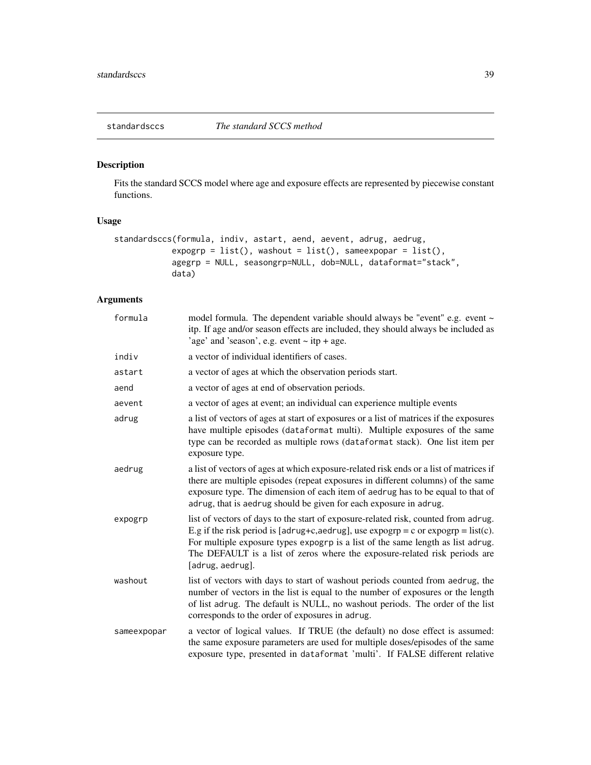## standardsccs — *The standard SCCS method*

### Description

Fits the standard SCCS model where age and exposure effects are represented by piecewise constant functions.

### Usage

```
standardsccs(formula, indiv, astart, aend, aevent, adrug, aedrug,
            expogrp = list(), washout = list(), sameexpopar = list(),
            agegrp = NULL, seasongrp=NULL, dob=NULL, dataformat="stack",
            data)
```

### Arguments

| | |
|---|---|
| formula | model formula. The dependent variable should always be "event" e.g. event ~ itp. If age and/or season effects are included, they should always be included as 'age' and 'season', e.g. event ~ itp + age. |
| indiv | a vector of individual identifiers of cases. |
| astart | a vector of ages at which the observation periods start. |
| aend | a vector of ages at end of observation periods. |
| aevent | a vector of ages at event; an individual can experience multiple events |
| adrug | a list of vectors of ages at start of exposures or a list of matrices if the exposures have multiple episodes (dataformat multi). Multiple exposures of the same type can be recorded as multiple rows (dataformat stack). One list item per exposure type. |
| aedrug | a list of vectors of ages at which exposure-related risk ends or a list of matrices if there are multiple episodes (repeat exposures in different columns) of the same exposure type. The dimension of each item of aedrug has to be equal to that of adrug, that is aedrug should be given for each exposure in adrug. |
| expogrp | list of vectors of days to the start of exposure-related risk, counted from adrug. E.g if the risk period is [adrug+c,aedrug], use expogrp = c or expogrp = list(c). For multiple exposure types expogrp is a list of the same length as list adrug. The DEFAULT is a list of zeros where the exposure-related risk periods are [adrug, aedrug]. |
| washout | list of vectors with days to start of washout periods counted from aedrug, the number of vectors in the list is equal to the number of exposures or the length of list adrug. The default is NULL, no washout periods. The order of the list corresponds to the order of exposures in adrug. |
| sameexpopar | a vector of logical values. If TRUE (the default) no dose effect is assumed: the same exposure parameters are used for multiple doses/episodes of the same exposure type, presented in dataformat 'multi'. If FALSE different relative |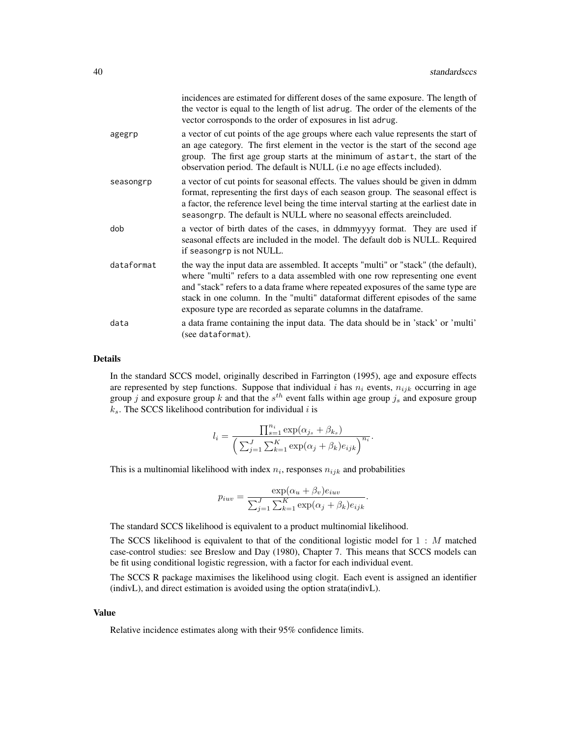incidences are estimated for different doses of the same exposure. The length of the vector is equal to the length of list `adrug`. The order of the elements of the vector corrosponds to the order of exposures in list `adrug`.

`agegrp` a vector of cut points of the age groups where each value represents the start of an age category. The first element in the vector is the start of the second age group. The first age group starts at the minimum of `astart`, the start of the observation period. The default is NULL (i.e no age effects included).

`seasongrp` a vector of cut points for seasonal effects. The values should be given in ddmm format, representing the first days of each season group. The seasonal effect is a factor, the reference level being the time interval starting at the earliest date in `seasongrp`. The default is NULL where no seasonal effects areincluded.

`dob` a vector of birth dates of the cases, in ddmmyyyy format. They are used if seasonal effects are included in the model. The default `dob` is NULL. Required if `seasongrp` is not NULL.

`dataformat` the way the input data are assembled. It accepts "multi" or "stack" (the default), where "multi" refers to a data assembled with one row representing one event and "stack" refers to a data frame where repeated exposures of the same type are stack in one column. In the "multi" dataformat different episodes of the same exposure type are recorded as separate columns in the dataframe.

`data` a data frame containing the input data. The data should be in 'stack' or 'multi' (see `dataformat`).

## Details

In the standard SCCS model, originally described in Farrington (1995), age and exposure effects are represented by step functions. Suppose that individual $i$ has $n_i$ events, $n_{ijk}$ occurring in age group $j$ and exposure group $k$ and that the $s^{th}$ event falls within age group $j_s$ and exposure group $k_s$. The SCCS likelihood contribution for individual $i$ is

$$l_i = \frac{\prod_{s=1}^{n_i} \exp(\alpha_{j_s} + \beta_{k_s})}{\left(\sum_{j=1}^{J}\sum_{k=1}^{K} \exp(\alpha_j + \beta_k) e_{ijk}\right)^{n_i}}.$$

This is a multinomial likelihood with index $n_i$, responses $n_{ijk}$ and probabilities

$$p_{iuv} = \frac{\exp(\alpha_u + \beta_v) e_{iuv}}{\sum_{j=1}^{J}\sum_{k=1}^{K} \exp(\alpha_j + \beta_k) e_{ijk}}.$$

The standard SCCS likelihood is equivalent to a product multinomial likelihood.

The SCCS likelihood is equivalent to that of the conditional logistic model for $1 : M$ matched case-control studies: see Breslow and Day (1980), Chapter 7. This means that SCCS models can be fit using conditional logistic regression, with a factor for each individual event.

The SCCS R package maximises the likelihood using clogit. Each event is assigned an identifier (indivL), and direct estimation is avoided using the option strata(indivL).

## Value

Relative incidence estimates along with their 95% confidence limits.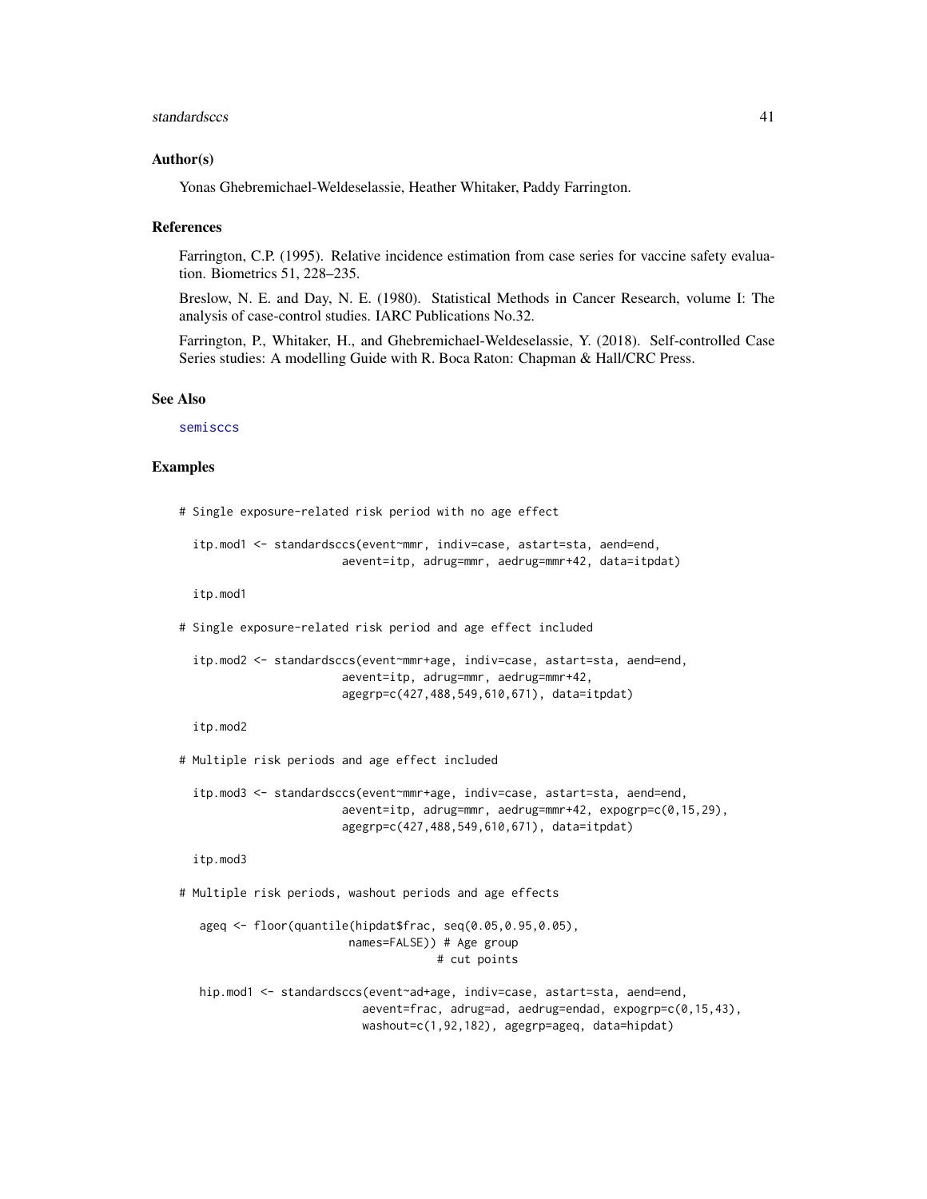### Author(s)

Yonas Ghebremichael-Weldeselassie, Heather Whitaker, Paddy Farrington.

### References

Farrington, C.P. (1995). Relative incidence estimation from case series for vaccine safety evaluation. Biometrics 51, 228–235.

Breslow, N. E. and Day, N. E. (1980). Statistical Methods in Cancer Research, volume I: The analysis of case-control studies. IARC Publications No.32.

Farrington, P., Whitaker, H., and Ghebremichael-Weldeselassie, Y. (2018). Self-controlled Case Series studies: A modelling Guide with R. Boca Raton: Chapman & Hall/CRC Press.

### See Also

semisccs

### Examples

```
# Single exposure-related risk period with no age effect

  itp.mod1 <- standardsccs(event~mmr, indiv=case, astart=sta, aend=end,
                        aevent=itp, adrug=mmr, aedrug=mmr+42, data=itpdat)

  itp.mod1

# Single exposure-related risk period and age effect included

  itp.mod2 <- standardsccs(event~mmr+age, indiv=case, astart=sta, aend=end,
                        aevent=itp, adrug=mmr, aedrug=mmr+42,
                        agegrp=c(427,488,549,610,671), data=itpdat)

  itp.mod2

# Multiple risk periods and age effect included

  itp.mod3 <- standardsccs(event~mmr+age, indiv=case, astart=sta, aend=end,
                        aevent=itp, adrug=mmr, aedrug=mmr+42, expogrp=c(0,15,29),
                        agegrp=c(427,488,549,610,671), data=itpdat)

  itp.mod3

# Multiple risk periods, washout periods and age effects

   ageq <- floor(quantile(hipdat$frac, seq(0.05,0.95,0.05),
                         names=FALSE)) # Age group
                                      # cut points

   hip.mod1 <- standardsccs(event~ad+age, indiv=case, astart=sta, aend=end,
                           aevent=frac, adrug=ad, aedrug=endad, expogrp=c(0,15,43),
                           washout=c(1,92,182), agegrp=ageq, data=hipdat)
```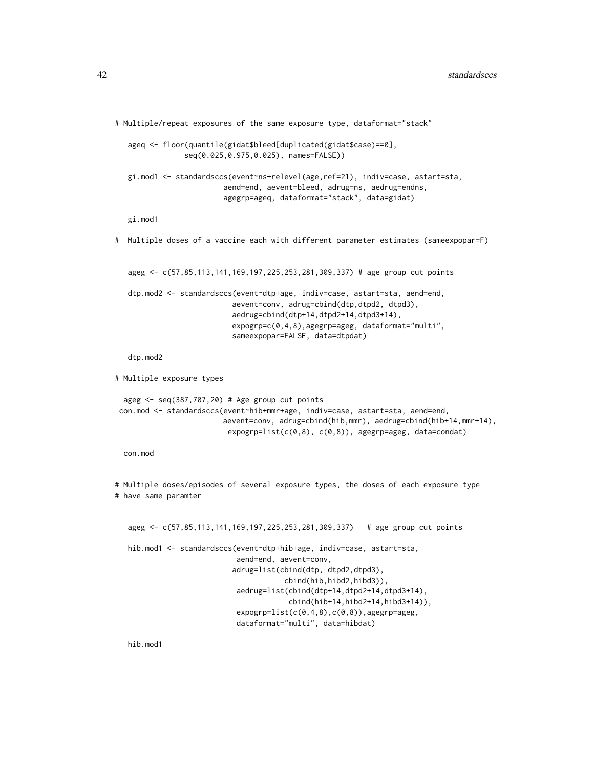```
# Multiple/repeat exposures of the same exposure type, dataformat="stack"

   ageq <- floor(quantile(gidat$bleed[duplicated(gidat$case)==0],
              seq(0.025,0.975,0.025), names=FALSE))

   gi.mod1 <- standardsccs(event~ns+relevel(age,ref=21), indiv=case, astart=sta,
                        aend=end, aevent=bleed, adrug=ns, aedrug=endns,
                        agegrp=ageq, dataformat="stack", data=gidat)

   gi.mod1

#  Multiple doses of a vaccine each with different parameter estimates (sameexpopar=F)


   ageg <- c(57,85,113,141,169,197,225,253,281,309,337) # age group cut points

   dtp.mod2 <- standardsccs(event~dtp+age, indiv=case, astart=sta, aend=end,
                         aevent=conv, adrug=cbind(dtp,dtpd2, dtpd3),
                         aedrug=cbind(dtp+14,dtpd2+14,dtpd3+14),
                         expogrp=c(0,4,8),agegrp=ageg, dataformat="multi",
                         sameexpopar=FALSE, data=dtpdat)

   dtp.mod2

# Multiple exposure types

  ageg <- seq(387,707,20) # Age group cut points
 con.mod <- standardsccs(event~hib+mmr+age, indiv=case, astart=sta, aend=end,
                        aevent=conv, adrug=cbind(hib,mmr), aedrug=cbind(hib+14,mmr+14),
                         expogrp=list(c(0,8), c(0,8)), agegrp=ageg, data=condat)

  con.mod


# Multiple doses/episodes of several exposure types, the doses of each exposure type
# have same paramter


   ageg <- c(57,85,113,141,169,197,225,253,281,309,337)   # age group cut points

   hib.mod1 <- standardsccs(event~dtp+hib+age, indiv=case, astart=sta,
                          aend=end, aevent=conv,
                         adrug=list(cbind(dtp, dtpd2,dtpd3),
                                    cbind(hib,hibd2,hibd3)),
                          aedrug=list(cbind(dtp+14,dtpd2+14,dtpd3+14),
                                     cbind(hib+14,hibd2+14,hibd3+14)),
                          expogrp=list(c(0,4,8),c(0,8)),agegrp=ageg,
                          dataformat="multi", data=hibdat)

   hib.mod1
```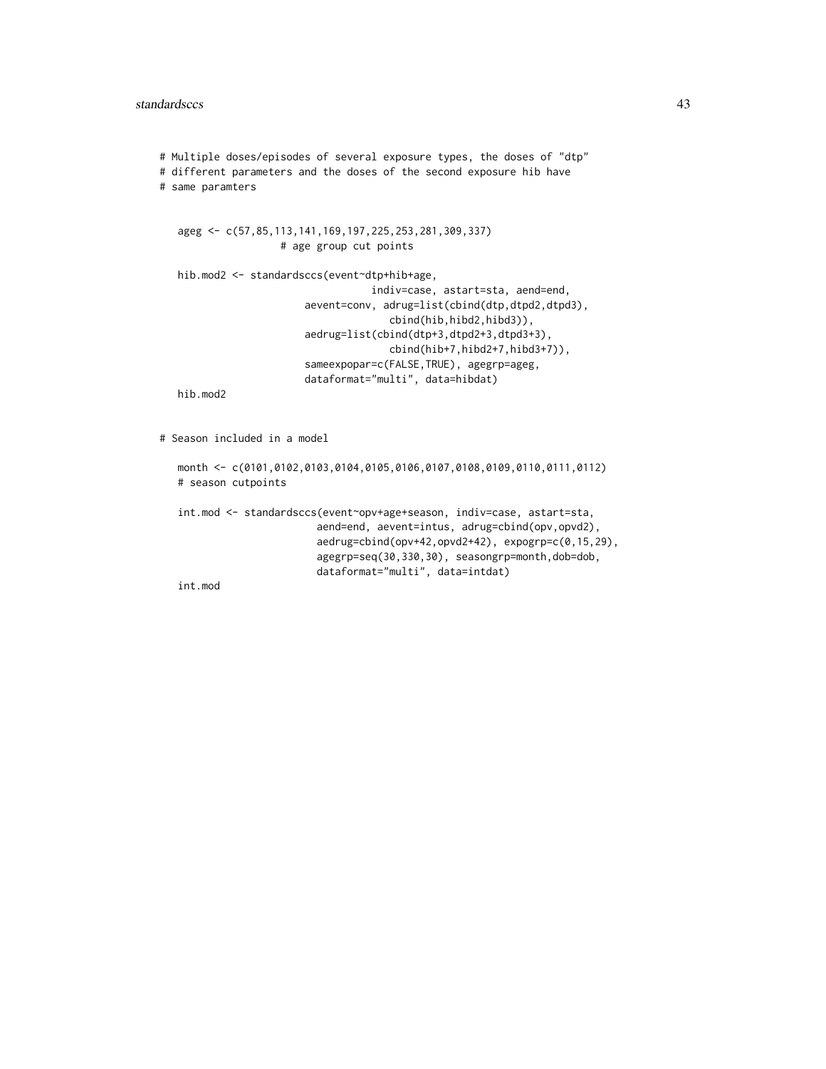```
# Multiple doses/episodes of several exposure types, the doses of "dtp"
# different parameters and the doses of the second exposure hib have
# same paramters


   ageg <- c(57,85,113,141,169,197,225,253,281,309,337)
                  # age group cut points

   hib.mod2 <- standardsccs(event~dtp+hib+age,
                                   indiv=case, astart=sta, aend=end,
                         aevent=conv, adrug=list(cbind(dtp,dtpd2,dtpd3),
                                      cbind(hib,hibd2,hibd3)),
                         aedrug=list(cbind(dtp+3,dtpd2+3,dtpd3+3),
                                      cbind(hib+7,hibd2+7,hibd3+7)),
                         sameexpopar=c(FALSE,TRUE), agegrp=ageg,
                         dataformat="multi", data=hibdat)
   hib.mod2


# Season included in a model

   month <- c(0101,0102,0103,0104,0105,0106,0107,0108,0109,0110,0111,0112)
   # season cutpoints

   int.mod <- standardsccs(event~opv+age+season, indiv=case, astart=sta,
                          aend=end, aevent=intus, adrug=cbind(opv,opvd2),
                          aedrug=cbind(opv+42,opvd2+42), expogrp=c(0,15,29),
                          agegrp=seq(30,330,30), seasongrp=month,dob=dob,
                          dataformat="multi", data=intdat)
   int.mod
```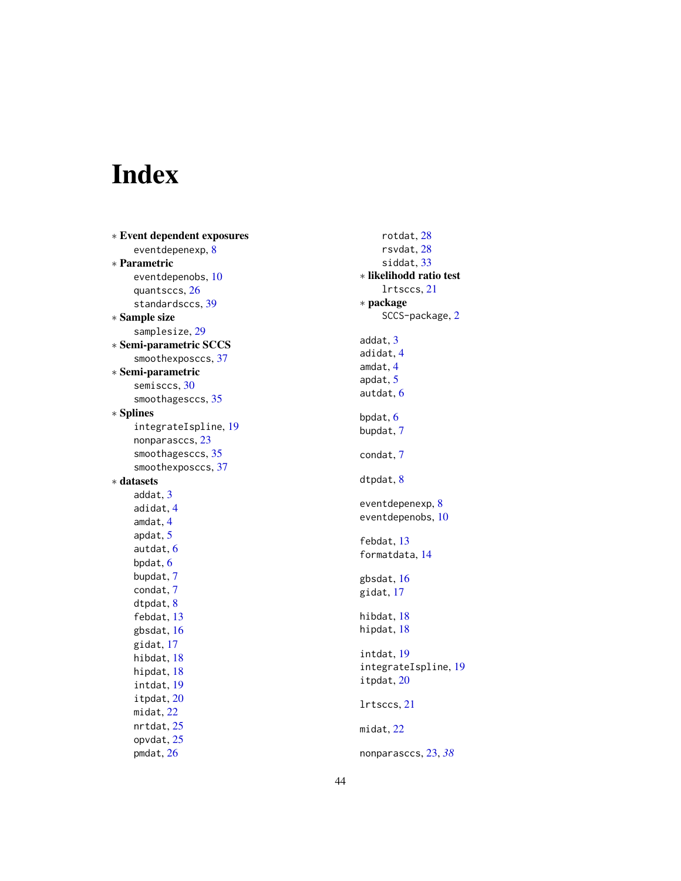# Index

* **Event dependent exposures**
  - eventdepenexp, 8
* **Parametric**
  - eventdepenobs, 10
  - quantsccs, 26
  - standardsccs, 39
* **Sample size**
  - samplesize, 29
* **Semi-parametric SCCS**
  - smoothexposccs, 37
* **Semi-parametric**
  - semisccs, 30
  - smoothagesccs, 35
* **Splines**
  - integrateIspline, 19
  - nonparasccs, 23
  - smoothagesccs, 35
  - smoothexposccs, 37
* **datasets**
  - addat, 3
  - adidat, 4
  - amdat, 4
  - apdat, 5
  - autdat, 6
  - bpdat, 6
  - bupdat, 7
  - condat, 7
  - dtpdat, 8
  - febdat, 13
  - gbsdat, 16
  - gidat, 17
  - hibdat, 18
  - hipdat, 18
  - intdat, 19
  - itpdat, 20
  - midat, 22
  - nrtdat, 25
  - opvdat, 25
  - pmdat, 26
  - rotdat, 28
  - rsvdat, 28
  - siddat, 33
* **likelihodd ratio test**
  - lrtsccs, 21
* **package**
  - SCCS-package, 2

addat, 3
adidat, 4
amdat, 4
apdat, 5
autdat, 6

bpdat, 6
bupdat, 7

condat, 7

dtpdat, 8

eventdepenexp, 8
eventdepenobs, 10

febdat, 13
formatdata, 14

gbsdat, 16
gidat, 17

hibdat, 18
hipdat, 18

intdat, 19
integrateIspline, 19
itpdat, 20

lrtsccs, 21

midat, 22

nonparasccs, 23, *38*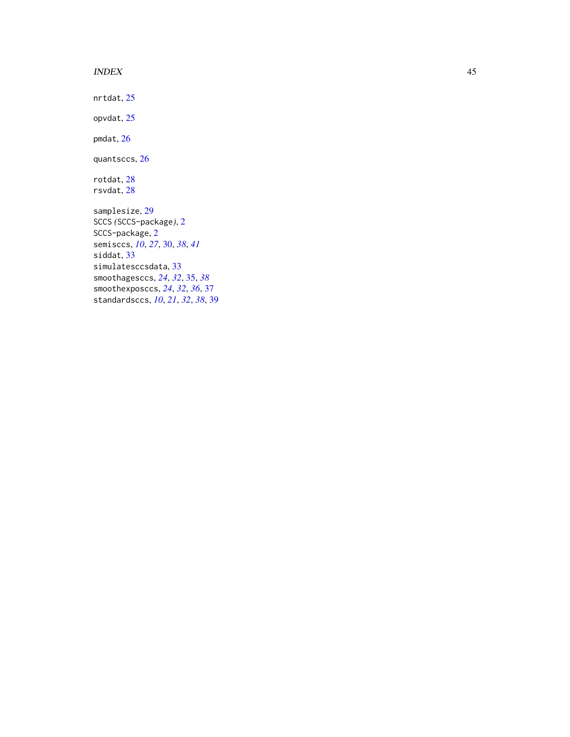nrtdat, 25

opvdat, 25

pmdat, 26

quantsccs, 26

rotdat, 28
rsvdat, 28

samplesize, 29
SCCS (SCCS-package), 2
SCCS-package, 2
semisccs, *10*, *27*, 30, *38*, *41*
siddat, 33
simulatesccsdata, 33
smoothagesccs, *24*, *32*, 35, *38*
smoothexposccs, *24*, *32*, *36*, 37
standardsccs, *10*, *21*, *32*, *38*, 39